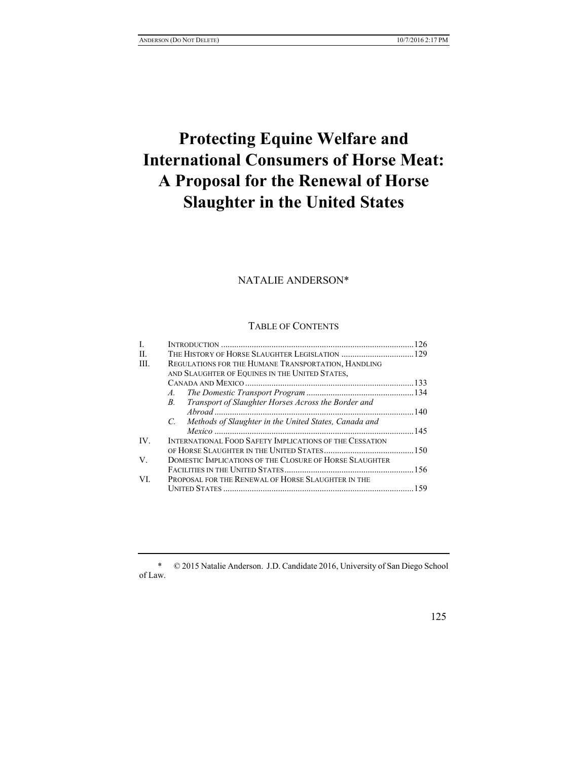# Protecting Equine Welfare and International Consumers of Horse Meat: A Proposal for the Renewal of Horse Slaughter in the United States

NATALIE ANDERSON*

TABLE OF CONTENTS

I. INTRODUCTION ........................................................................................126
II. THE HISTORY OF HORSE SLAUGHTER LEGISLATION ...............................129
III. REGULATIONS FOR THE HUMANE TRANSPORTATION, HANDLING AND SLAUGHTER OF EQUINES IN THE UNITED STATES, CANADA AND MEXICO ...........................................................................133
  A. *The Domestic Transport Program* ...............................................134
  B. *Transport of Slaughter Horses Across the Border and Abroad* .........................................................................................140
  C. *Methods of Slaughter in the United States, Canada and Mexico* .........................................................................................145
IV. INTERNATIONAL FOOD SAFETY IMPLICATIONS OF THE CESSATION OF HORSE SLAUGHTER IN THE UNITED STATES.......................................150
V. DOMESTIC IMPLICATIONS OF THE CLOSURE OF HORSE SLAUGHTER FACILITIES IN THE UNITED STATES..........................................................156
VI. PROPOSAL FOR THE RENEWAL OF HORSE SLAUGHTER IN THE UNITED STATES .....................................................................................159

---

\* © 2015 Natalie Anderson. J.D. Candidate 2016, University of San Diego School of Law.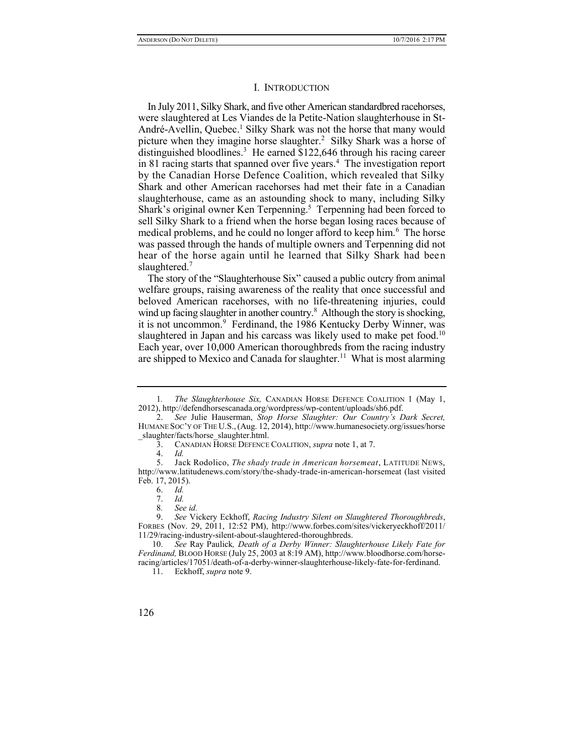## I. INTRODUCTION

In July 2011, Silky Shark, and five other American standardbred racehorses, were slaughtered at Les Viandes de la Petite-Nation slaughterhouse in St-André-Avellin, Quebec.[1] Silky Shark was not the horse that many would picture when they imagine horse slaughter.[2] Silky Shark was a horse of distinguished bloodlines.[3] He earned $122,646 through his racing career in 81 racing starts that spanned over five years.[4] The investigation report by the Canadian Horse Defence Coalition, which revealed that Silky Shark and other American racehorses had met their fate in a Canadian slaughterhouse, came as an astounding shock to many, including Silky Shark's original owner Ken Terpenning.[5] Terpenning had been forced to sell Silky Shark to a friend when the horse began losing races because of medical problems, and he could no longer afford to keep him.[6] The horse was passed through the hands of multiple owners and Terpenning did not hear of the horse again until he learned that Silky Shark had been slaughtered.[7]

The story of the "Slaughterhouse Six" caused a public outcry from animal welfare groups, raising awareness of the reality that once successful and beloved American racehorses, with no life-threatening injuries, could wind up facing slaughter in another country.[8] Although the story is shocking, it is not uncommon.[9] Ferdinand, the 1986 Kentucky Derby Winner, was slaughtered in Japan and his carcass was likely used to make pet food.[10] Each year, over 10,000 American thoroughbreds from the racing industry are shipped to Mexico and Canada for slaughter.[11] What is most alarming

---

1. *The Slaughterhouse Six,* CANADIAN HORSE DEFENCE COALITION 1 (May 1, 2012), http://defendhorsescanada.org/wordpress/wp-content/uploads/sh6.pdf.

2. *See* Julie Hauserman, *Stop Horse Slaughter: Our Country's Dark Secret,* HUMANE SOC'Y OF THE U.S., (Aug. 12, 2014), http://www.humanesociety.org/issues/horse_slaughter/facts/horse_slaughter.html.

3. CANADIAN HORSE DEFENCE COALITION, *supra* note 1, at 7.

4. *Id.*

5. Jack Rodolico, *The shady trade in American horsemeat*, LATITUDE NEWS, http://www.latitudenews.com/story/the-shady-trade-in-american-horsemeat (last visited Feb. 17, 2015).

6. *Id.*

7. *Id.*

8. *See id.*

9. *See* Vickery Eckhoff, *Racing Industry Silent on Slaughtered Thoroughbreds*, FORBES (Nov. 29, 2011, 12:52 PM), http://www.forbes.com/sites/vickeryeckhoff/2011/11/29/racing-industry-silent-about-slaughtered-thoroughbreds.

10. *See* Ray Paulick*, Death of a Derby Winner: Slaughterhouse Likely Fate for Ferdinand,* BLOOD HORSE (July 25, 2003 at 8:19 AM), http://www.bloodhorse.com/horse-racing/articles/17051/death-of-a-derby-winner-slaughterhouse-likely-fate-for-ferdinand.

11. Eckhoff, *supra* note 9.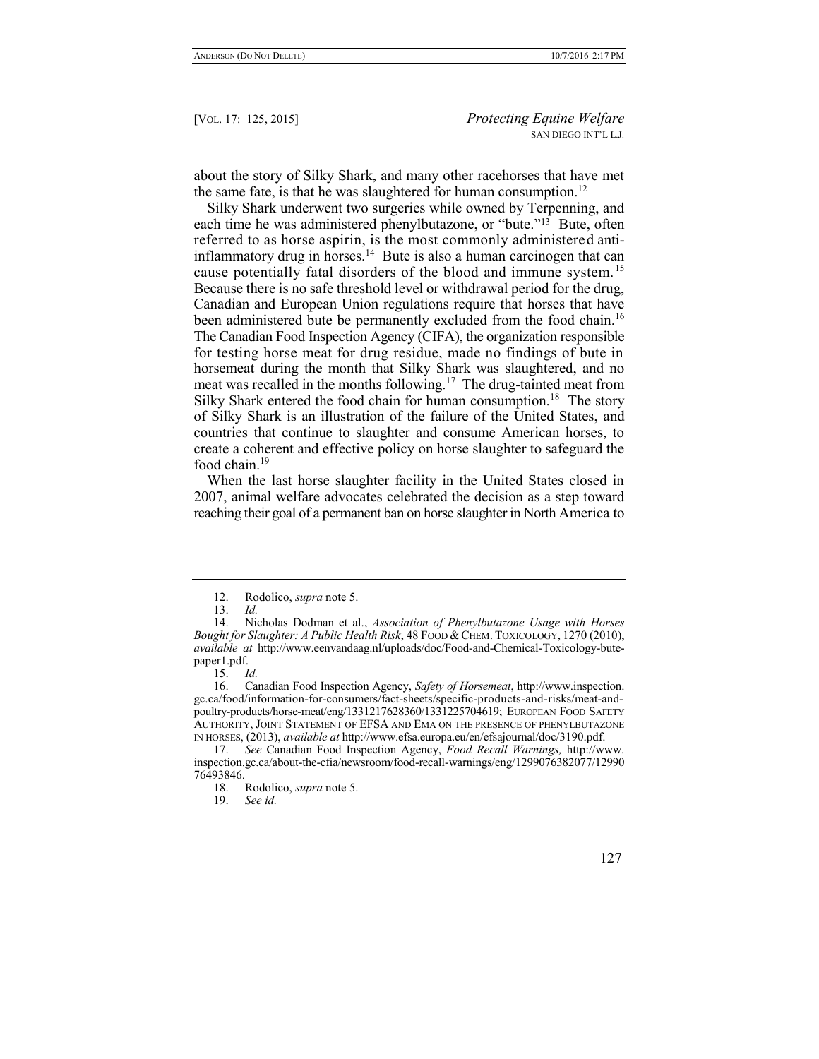about the story of Silky Shark, and many other racehorses that have met the same fate, is that he was slaughtered for human consumption.[12]

Silky Shark underwent two surgeries while owned by Terpenning, and each time he was administered phenylbutazone, or "bute."[13] Bute, often referred to as horse aspirin, is the most commonly administered anti-inflammatory drug in horses.[14] Bute is also a human carcinogen that can cause potentially fatal disorders of the blood and immune system.[15] Because there is no safe threshold level or withdrawal period for the drug, Canadian and European Union regulations require that horses that have been administered bute be permanently excluded from the food chain.[16] The Canadian Food Inspection Agency (CIFA), the organization responsible for testing horse meat for drug residue, made no findings of bute in horsemeat during the month that Silky Shark was slaughtered, and no meat was recalled in the months following.[17] The drug-tainted meat from Silky Shark entered the food chain for human consumption.[18] The story of Silky Shark is an illustration of the failure of the United States, and countries that continue to slaughter and consume American horses, to create a coherent and effective policy on horse slaughter to safeguard the food chain.[19]

When the last horse slaughter facility in the United States closed in 2007, animal welfare advocates celebrated the decision as a step toward reaching their goal of a permanent ban on horse slaughter in North America to

---

12. Rodolico, *supra* note 5.

13. *Id.*

14. Nicholas Dodman et al., *Association of Phenylbutazone Usage with Horses Bought for Slaughter: A Public Health Risk*, 48 FOOD & CHEM. TOXICOLOGY, 1270 (2010), *available at* http://www.eenvandaag.nl/uploads/doc/Food-and-Chemical-Toxicology-bute-paper1.pdf.

15. *Id.*

16. Canadian Food Inspection Agency, *Safety of Horsemeat*, http://www.inspection.gc.ca/food/information-for-consumers/fact-sheets/specific-products-and-risks/meat-and-poultry-products/horse-meat/eng/1331217628360/1331225704619; EUROPEAN FOOD SAFETY AUTHORITY, JOINT STATEMENT OF EFSA AND EMA ON THE PRESENCE OF PHENYLBUTAZONE IN HORSES, (2013), *available at* http://www.efsa.europa.eu/en/efsajournal/doc/3190.pdf.

17. *See* Canadian Food Inspection Agency, *Food Recall Warnings,* http://www.inspection.gc.ca/about-the-cfia/newsroom/food-recall-warnings/eng/1299076382077/1299076493846.

18. Rodolico, *supra* note 5.

19. *See id.*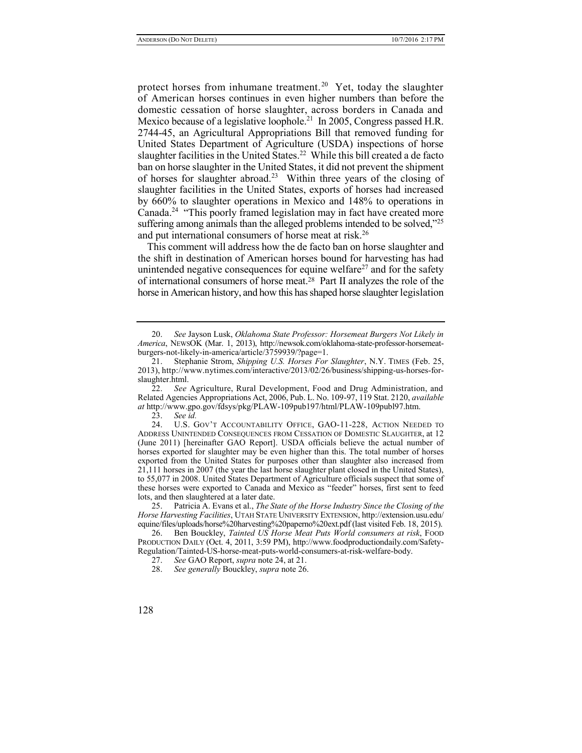protect horses from inhumane treatment.[20] Yet, today the slaughter of American horses continues in even higher numbers than before the domestic cessation of horse slaughter, across borders in Canada and Mexico because of a legislative loophole.[21] In 2005, Congress passed H.R. 2744-45, an Agricultural Appropriations Bill that removed funding for United States Department of Agriculture (USDA) inspections of horse slaughter facilities in the United States.[22] While this bill created a de facto ban on horse slaughter in the United States, it did not prevent the shipment of horses for slaughter abroad.[23] Within three years of the closing of slaughter facilities in the United States, exports of horses had increased by 660% to slaughter operations in Mexico and 148% to operations in Canada.[24] "This poorly framed legislation may in fact have created more suffering among animals than the alleged problems intended to be solved,"[25] and put international consumers of horse meat at risk.[26]

This comment will address how the de facto ban on horse slaughter and the shift in destination of American horses bound for harvesting has had unintended negative consequences for equine welfare[27] and for the safety of international consumers of horse meat.[28] Part II analyzes the role of the horse in American history, and how this has shaped horse slaughter legislation

---

20. *See* Jayson Lusk, *Oklahoma State Professor: Horsemeat Burgers Not Likely in America*, NEWSOK (Mar. 1, 2013), http://newsok.com/oklahoma-state-professor-horsemeat-burgers-not-likely-in-america/article/3759939/?page=1.

21. Stephanie Strom, *Shipping U.S. Horses For Slaughter*, N.Y. TIMES (Feb. 25, 2013), http://www.nytimes.com/interactive/2013/02/26/business/shipping-us-horses-for-slaughter.html.

22. *See* Agriculture, Rural Development, Food and Drug Administration, and Related Agencies Appropriations Act, 2006, Pub. L. No. 109-97, 119 Stat. 2120, *available at* http://www.gpo.gov/fdsys/pkg/PLAW-109publ97/html/PLAW-109publ97.htm.

23. *See id.*

24. U.S. GOV'T ACCOUNTABILITY OFFICE, GAO-11-228, ACTION NEEDED TO ADDRESS UNINTENDED CONSEQUENCES FROM CESSATION OF DOMESTIC SLAUGHTER, at 12 (June 2011) [hereinafter GAO Report]. USDA officials believe the actual number of horses exported for slaughter may be even higher than this. The total number of horses exported from the United States for purposes other than slaughter also increased from 21,111 horses in 2007 (the year the last horse slaughter plant closed in the United States), to 55,077 in 2008. United States Department of Agriculture officials suspect that some of these horses were exported to Canada and Mexico as "feeder" horses, first sent to feed lots, and then slaughtered at a later date.

25. Patricia A. Evans et al., *The State of the Horse Industry Since the Closing of the Horse Harvesting Facilities*, UTAH STATE UNIVERSITY EXTENSION, http://extension.usu.edu/equine/files/uploads/horse%20harvesting%20paperno%20ext.pdf (last visited Feb. 18, 2015).

26. Ben Bouckley, *Tainted US Horse Meat Puts World consumers at risk*, FOOD PRODUCTION DAILY (Oct. 4, 2011, 3:59 PM), http://www.foodproductiondaily.com/Safety-Regulation/Tainted-US-horse-meat-puts-world-consumers-at-risk-welfare-body.

27. *See* GAO Report, *supra* note 24, at 21.

28. *See generally* Bouckley, *supra* note 26.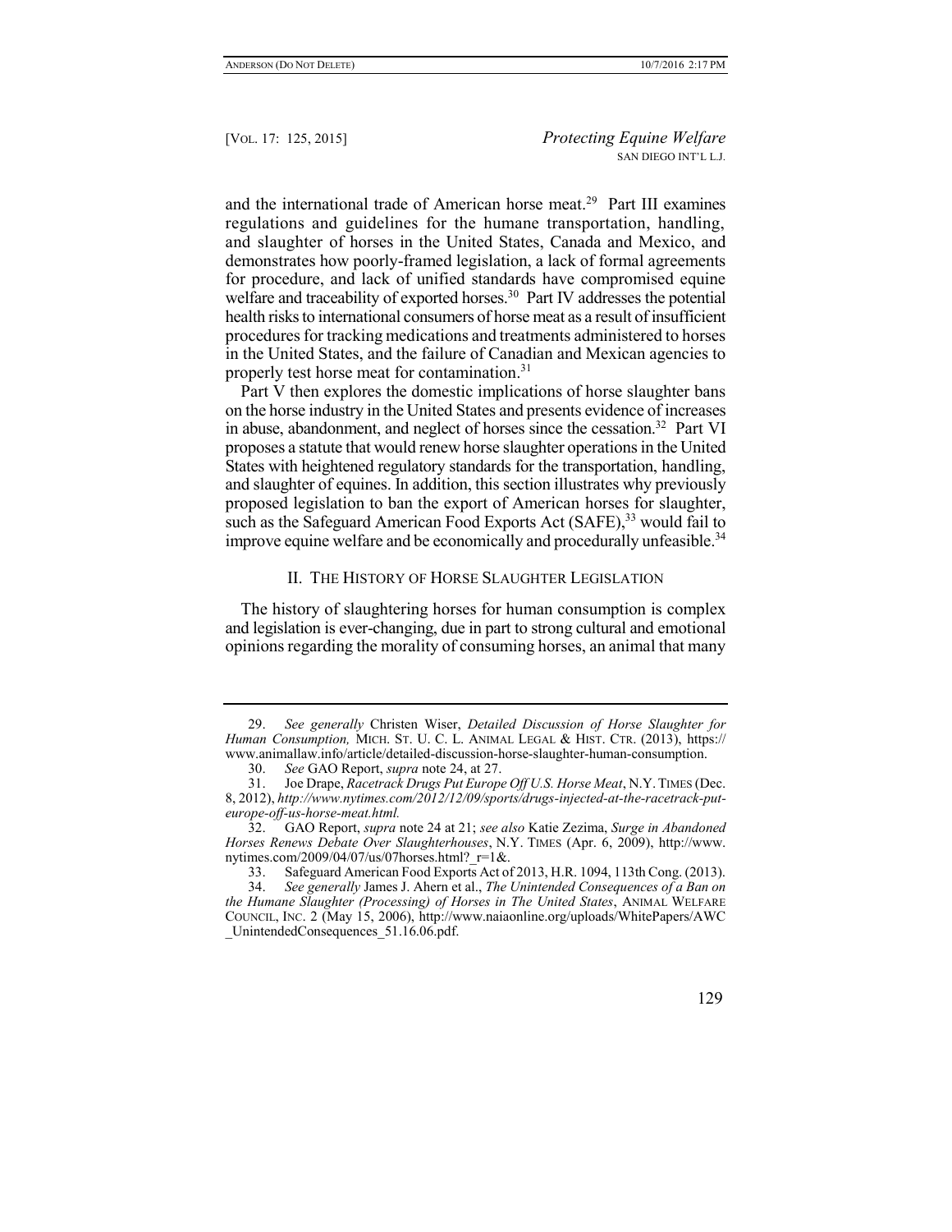and the international trade of American horse meat.[29] Part III examines regulations and guidelines for the humane transportation, handling, and slaughter of horses in the United States, Canada and Mexico, and demonstrates how poorly-framed legislation, a lack of formal agreements for procedure, and lack of unified standards have compromised equine welfare and traceability of exported horses.[30] Part IV addresses the potential health risks to international consumers of horse meat as a result of insufficient procedures for tracking medications and treatments administered to horses in the United States, and the failure of Canadian and Mexican agencies to properly test horse meat for contamination.[31]

Part V then explores the domestic implications of horse slaughter bans on the horse industry in the United States and presents evidence of increases in abuse, abandonment, and neglect of horses since the cessation.[32] Part VI proposes a statute that would renew horse slaughter operations in the United States with heightened regulatory standards for the transportation, handling, and slaughter of equines. In addition, this section illustrates why previously proposed legislation to ban the export of American horses for slaughter, such as the Safeguard American Food Exports Act (SAFE),[33] would fail to improve equine welfare and be economically and procedurally unfeasible.[34]

## II. The History of Horse Slaughter Legislation

The history of slaughtering horses for human consumption is complex and legislation is ever-changing, due in part to strong cultural and emotional opinions regarding the morality of consuming horses, an animal that many

---

29. *See generally* Christen Wiser, *Detailed Discussion of Horse Slaughter for Human Consumption,* MICH. ST. U. C. L. ANIMAL LEGAL & HIST. CTR. (2013), https://www.animallaw.info/article/detailed-discussion-horse-slaughter-human-consumption.

30. *See* GAO Report, *supra* note 24, at 27.

31. Joe Drape, *Racetrack Drugs Put Europe Off U.S. Horse Meat*, N.Y. TIMES (Dec. 8, 2012), *http://www.nytimes.com/2012/12/09/sports/drugs-injected-at-the-racetrack-put-europe-off-us-horse-meat.html.*

32. GAO Report, *supra* note 24 at 21; *see also* Katie Zezima, *Surge in Abandoned Horses Renews Debate Over Slaughterhouses*, N.Y. TIMES (Apr. 6, 2009), http://www.nytimes.com/2009/04/07/us/07horses.html?_r=1&.

33. Safeguard American Food Exports Act of 2013, H.R. 1094, 113th Cong. (2013).

34. *See generally* James J. Ahern et al., *The Unintended Consequences of a Ban on the Humane Slaughter (Processing) of Horses in The United States*, ANIMAL WELFARE COUNCIL, INC. 2 (May 15, 2006), http://www.naiaonline.org/uploads/WhitePapers/AWC_UnintendedConsequences_51.16.06.pdf.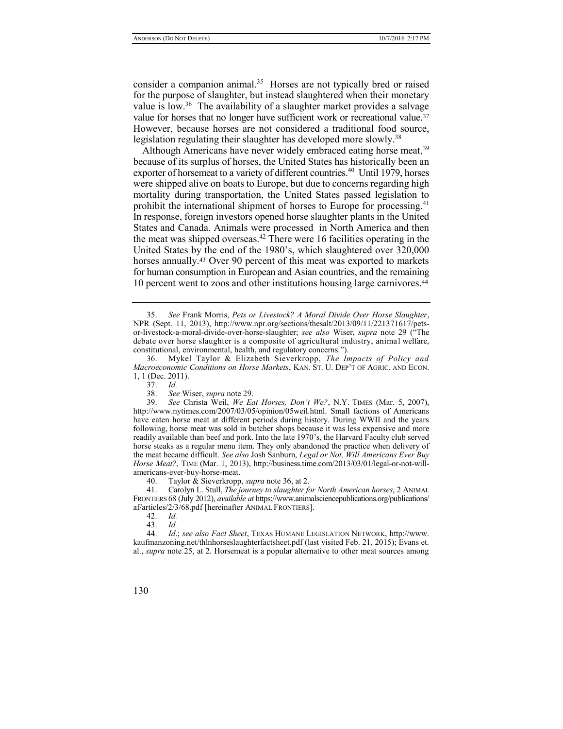consider a companion animal.[35] Horses are not typically bred or raised for the purpose of slaughter, but instead slaughtered when their monetary value is low.[36] The availability of a slaughter market provides a salvage value for horses that no longer have sufficient work or recreational value.[37] However, because horses are not considered a traditional food source, legislation regulating their slaughter has developed more slowly.[38]

Although Americans have never widely embraced eating horse meat,[39] because of its surplus of horses, the United States has historically been an exporter of horsemeat to a variety of different countries.[40] Until 1979, horses were shipped alive on boats to Europe, but due to concerns regarding high mortality during transportation, the United States passed legislation to prohibit the international shipment of horses to Europe for processing.[41] In response, foreign investors opened horse slaughter plants in the United States and Canada. Animals were processed in North America and then the meat was shipped overseas.[42] There were 16 facilities operating in the United States by the end of the 1980's, which slaughtered over 320,000 horses annually.[43] Over 90 percent of this meat was exported to markets for human consumption in European and Asian countries, and the remaining 10 percent went to zoos and other institutions housing large carnivores.[44]

---

35. *See* Frank Morris, *Pets or Livestock? A Moral Divide Over Horse Slaughter*, NPR (Sept. 11, 2013), http://www.npr.org/sections/thesalt/2013/09/11/221371617/pets-or-livestock-a-moral-divide-over-horse-slaughter; *see also* Wiser, *supra* note 29 ("The debate over horse slaughter is a composite of agricultural industry, animal welfare, constitutional, environmental, health, and regulatory concerns.").

36. Mykel Taylor & Elizabeth Sieverkropp, *The Impacts of Policy and Macroeconomic Conditions on Horse Markets*, KAN. ST. U. DEP'T OF AGRIC. AND ECON. 1, 1 (Dec. 2011).

37. *Id.*

38. *See* Wiser, *supra* note 29.

39. *See* Christa Weil, *We Eat Horses, Don't We?*, N.Y. TIMES (Mar. 5, 2007), http://www.nytimes.com/2007/03/05/opinion/05weil.html. Small factions of Americans have eaten horse meat at different periods during history. During WWII and the years following, horse meat was sold in butcher shops because it was less expensive and more readily available than beef and pork. Into the late 1970's, the Harvard Faculty club served horse steaks as a regular menu item. They only abandoned the practice when delivery of the meat became difficult. *See also* Josh Sanburn, *Legal or Not, Will Americans Ever Buy Horse Meat?*, TIME (Mar. 1, 2013), http://business.time.com/2013/03/01/legal-or-not-will-americans-ever-buy-horse-meat.

40. Taylor & Sieverkropp, *supra* note 36, at 2.

41. Carolyn L. Stull, *The journey to slaughter for North American horses*, 2 ANIMAL FRONTIERS 68 (July 2012), *available at* https://www.animalsciencepublications.org/publications/af/articles/2/3/68.pdf [hereinafter ANIMAL FRONTIERS].

42. *Id.*

43. *Id.*

44. *Id.*; *see also Fact Sheet*, TEXAS HUMANE LEGISLATION NETWORK, http://www.kaufmanzoning.net/thlnhorseslaughterfactsheet.pdf (last visited Feb. 21, 2015); Evans et. al., *supra* note 25, at 2. Horsemeat is a popular alternative to other meat sources among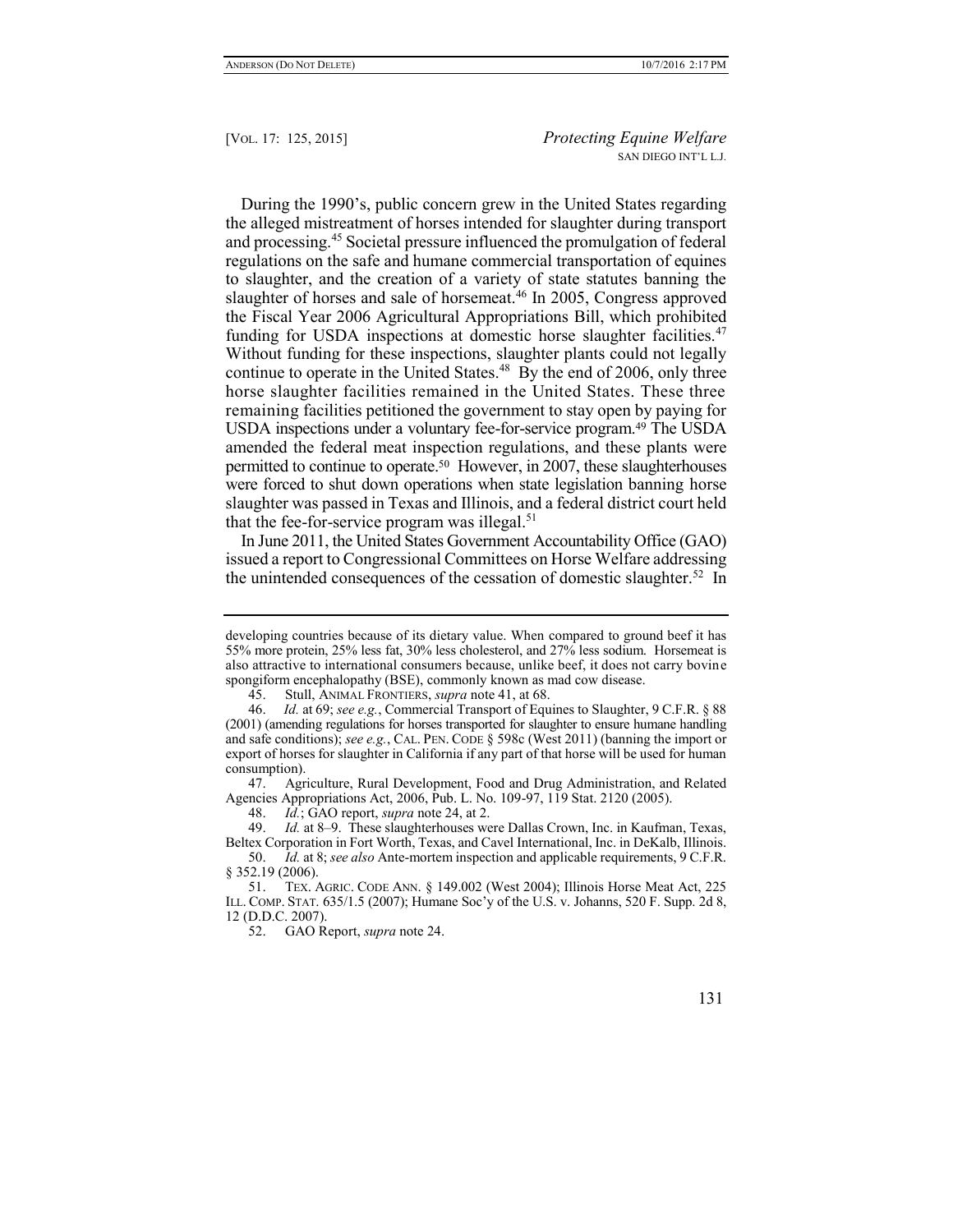During the 1990's, public concern grew in the United States regarding the alleged mistreatment of horses intended for slaughter during transport and processing.[45] Societal pressure influenced the promulgation of federal regulations on the safe and humane commercial transportation of equines to slaughter, and the creation of a variety of state statutes banning the slaughter of horses and sale of horsemeat.[46] In 2005, Congress approved the Fiscal Year 2006 Agricultural Appropriations Bill, which prohibited funding for USDA inspections at domestic horse slaughter facilities.[47] Without funding for these inspections, slaughter plants could not legally continue to operate in the United States.[48] By the end of 2006, only three horse slaughter facilities remained in the United States. These three remaining facilities petitioned the government to stay open by paying for USDA inspections under a voluntary fee-for-service program.[49] The USDA amended the federal meat inspection regulations, and these plants were permitted to continue to operate.[50] However, in 2007, these slaughterhouses were forced to shut down operations when state legislation banning horse slaughter was passed in Texas and Illinois, and a federal district court held that the fee-for-service program was illegal.[51]

In June 2011, the United States Government Accountability Office (GAO) issued a report to Congressional Committees on Horse Welfare addressing the unintended consequences of the cessation of domestic slaughter.[52] In

---

developing countries because of its dietary value. When compared to ground beef it has 55% more protein, 25% less fat, 30% less cholesterol, and 27% less sodium. Horsemeat is also attractive to international consumers because, unlike beef, it does not carry bovine spongiform encephalopathy (BSE), commonly known as mad cow disease.

45. Stull, ANIMAL FRONTIERS, *supra* note 41, at 68.

46. *Id.* at 69; *see e.g.*, Commercial Transport of Equines to Slaughter, 9 C.F.R. § 88 (2001) (amending regulations for horses transported for slaughter to ensure humane handling and safe conditions); *see e.g.*, CAL. PEN. CODE § 598c (West 2011) (banning the import or export of horses for slaughter in California if any part of that horse will be used for human consumption).

47. Agriculture, Rural Development, Food and Drug Administration, and Related Agencies Appropriations Act, 2006, Pub. L. No. 109-97, 119 Stat. 2120 (2005).

48. *Id.*; GAO report, *supra* note 24, at 2.

49. *Id.* at 8–9. These slaughterhouses were Dallas Crown, Inc. in Kaufman, Texas, Beltex Corporation in Fort Worth, Texas, and Cavel International, Inc. in DeKalb, Illinois.

50. *Id.* at 8; *see also* Ante-mortem inspection and applicable requirements, 9 C.F.R. § 352.19 (2006).

51. TEX. AGRIC. CODE ANN. § 149.002 (West 2004); Illinois Horse Meat Act, 225 ILL. COMP. STAT. 635/1.5 (2007); Humane Soc'y of the U.S. v. Johanns, 520 F. Supp. 2d 8, 12 (D.D.C. 2007).

52. GAO Report, *supra* note 24.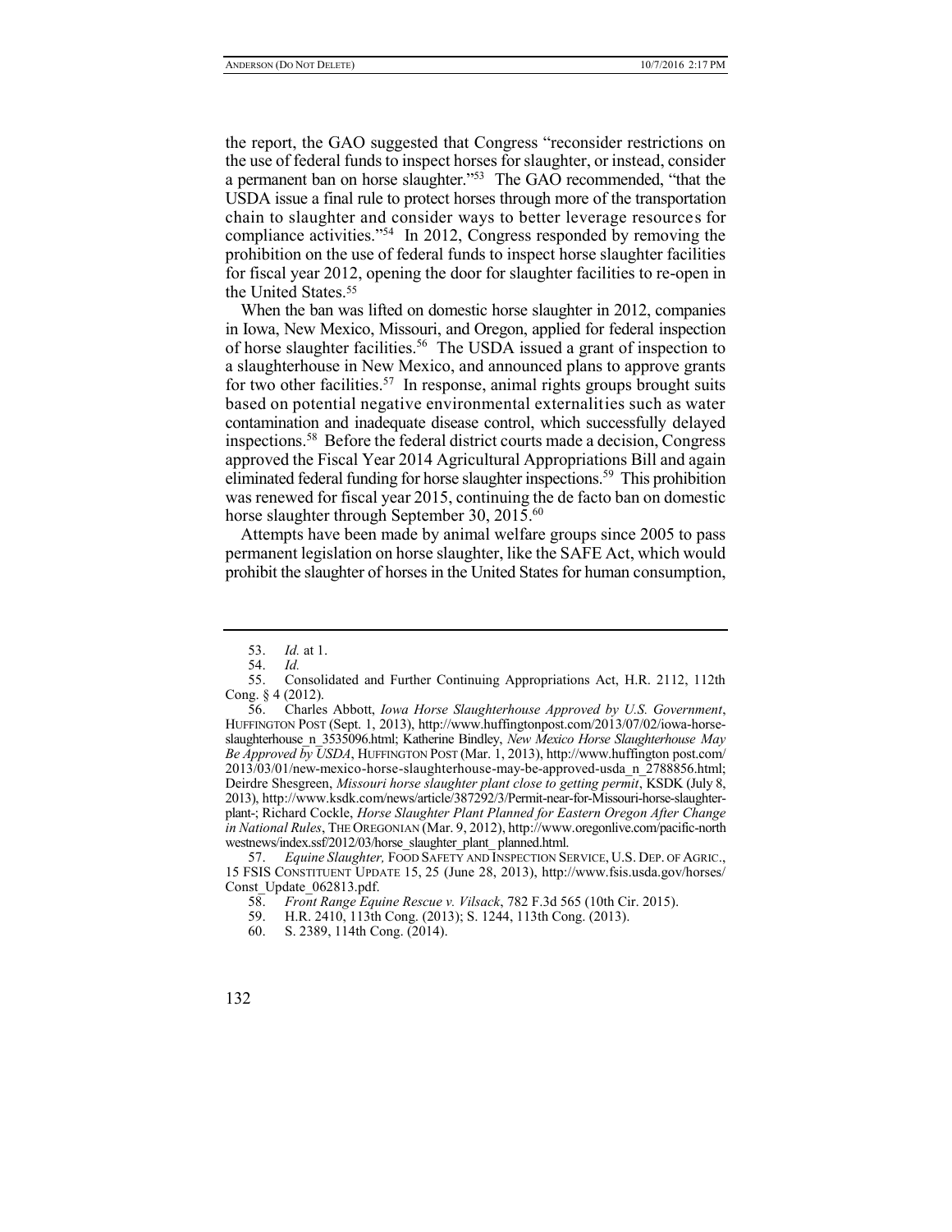the report, the GAO suggested that Congress "reconsider restrictions on the use of federal funds to inspect horses for slaughter, or instead, consider a permanent ban on horse slaughter."[53] The GAO recommended, "that the USDA issue a final rule to protect horses through more of the transportation chain to slaughter and consider ways to better leverage resources for compliance activities."[54] In 2012, Congress responded by removing the prohibition on the use of federal funds to inspect horse slaughter facilities for fiscal year 2012, opening the door for slaughter facilities to re-open in the United States.[55]

When the ban was lifted on domestic horse slaughter in 2012, companies in Iowa, New Mexico, Missouri, and Oregon, applied for federal inspection of horse slaughter facilities.[56] The USDA issued a grant of inspection to a slaughterhouse in New Mexico, and announced plans to approve grants for two other facilities.[57] In response, animal rights groups brought suits based on potential negative environmental externalities such as water contamination and inadequate disease control, which successfully delayed inspections.[58] Before the federal district courts made a decision, Congress approved the Fiscal Year 2014 Agricultural Appropriations Bill and again eliminated federal funding for horse slaughter inspections.[59] This prohibition was renewed for fiscal year 2015, continuing the de facto ban on domestic horse slaughter through September 30, 2015.[60]

Attempts have been made by animal welfare groups since 2005 to pass permanent legislation on horse slaughter, like the SAFE Act, which would prohibit the slaughter of horses in the United States for human consumption,

---

53. *Id.* at 1.

54. *Id.*

55. Consolidated and Further Continuing Appropriations Act, H.R. 2112, 112th Cong. § 4 (2012).

56. Charles Abbott, *Iowa Horse Slaughterhouse Approved by U.S. Government*, HUFFINGTON POST (Sept. 1, 2013), http://www.huffingtonpost.com/2013/07/02/iowa-horse-slaughterhouse_n_3535096.html; Katherine Bindley, *New Mexico Horse Slaughterhouse May Be Approved by USDA*, HUFFINGTON POST (Mar. 1, 2013), http://www.huffington post.com/2013/03/01/new-mexico-horse-slaughterhouse-may-be-approved-usda_n_2788856.html; Deirdre Shesgreen, *Missouri horse slaughter plant close to getting permit*, KSDK (July 8, 2013), http://www.ksdk.com/news/article/387292/3/Permit-near-for-Missouri-horse-slaughter-plant-; Richard Cockle, *Horse Slaughter Plant Planned for Eastern Oregon After Change in National Rules*, THE OREGONIAN (Mar. 9, 2012), http://www.oregonlive.com/pacific-northwestnews/index.ssf/2012/03/horse_slaughter_plant_ planned.html.

57. *Equine Slaughter,* FOOD SAFETY AND INSPECTION SERVICE, U.S. DEP. OF AGRIC., 15 FSIS CONSTITUENT UPDATE 15, 25 (June 28, 2013), http://www.fsis.usda.gov/horses/Const_Update_062813.pdf.

58. *Front Range Equine Rescue v. Vilsack*, 782 F.3d 565 (10th Cir. 2015).

59. H.R. 2410, 113th Cong. (2013); S. 1244, 113th Cong. (2013).

60. S. 2389, 114th Cong. (2014).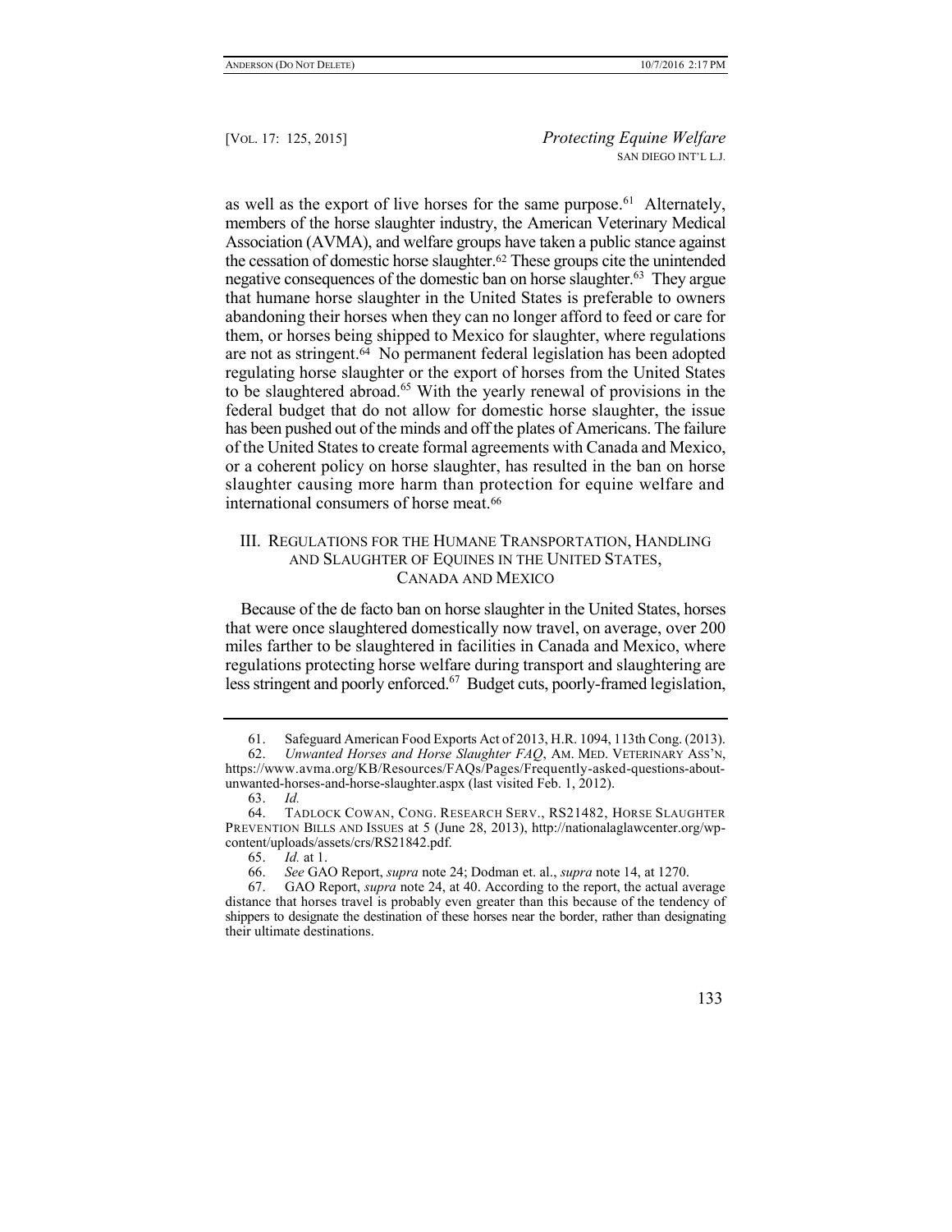as well as the export of live horses for the same purpose.[61] Alternately, members of the horse slaughter industry, the American Veterinary Medical Association (AVMA), and welfare groups have taken a public stance against the cessation of domestic horse slaughter.[62] These groups cite the unintended negative consequences of the domestic ban on horse slaughter.[63] They argue that humane horse slaughter in the United States is preferable to owners abandoning their horses when they can no longer afford to feed or care for them, or horses being shipped to Mexico for slaughter, where regulations are not as stringent.[64] No permanent federal legislation has been adopted regulating horse slaughter or the export of horses from the United States to be slaughtered abroad.[65] With the yearly renewal of provisions in the federal budget that do not allow for domestic horse slaughter, the issue has been pushed out of the minds and off the plates of Americans. The failure of the United States to create formal agreements with Canada and Mexico, or a coherent policy on horse slaughter, has resulted in the ban on horse slaughter causing more harm than protection for equine welfare and international consumers of horse meat.[66]

## III. Regulations for the Humane Transportation, Handling and Slaughter of Equines in the United States, Canada and Mexico

Because of the de facto ban on horse slaughter in the United States, horses that were once slaughtered domestically now travel, on average, over 200 miles farther to be slaughtered in facilities in Canada and Mexico, where regulations protecting horse welfare during transport and slaughtering are less stringent and poorly enforced.[67] Budget cuts, poorly-framed legislation,

---

61. Safeguard American Food Exports Act of 2013, H.R. 1094, 113th Cong. (2013).

62. *Unwanted Horses and Horse Slaughter FAQ*, Am. Med. Veterinary Ass'n, https://www.avma.org/KB/Resources/FAQs/Pages/Frequently-asked-questions-about-unwanted-horses-and-horse-slaughter.aspx (last visited Feb. 1, 2012).

63. *Id.*

64. Tadlock Cowan, Cong. Research Serv., RS21482, Horse Slaughter Prevention Bills and Issues at 5 (June 28, 2013), http://nationalaglawcenter.org/wp-content/uploads/assets/crs/RS21842.pdf.

65. *Id.* at 1.

66. *See* GAO Report, *supra* note 24; Dodman et. al., *supra* note 14, at 1270.

67. GAO Report, *supra* note 24, at 40. According to the report, the actual average distance that horses travel is probably even greater than this because of the tendency of shippers to designate the destination of these horses near the border, rather than designating their ultimate destinations.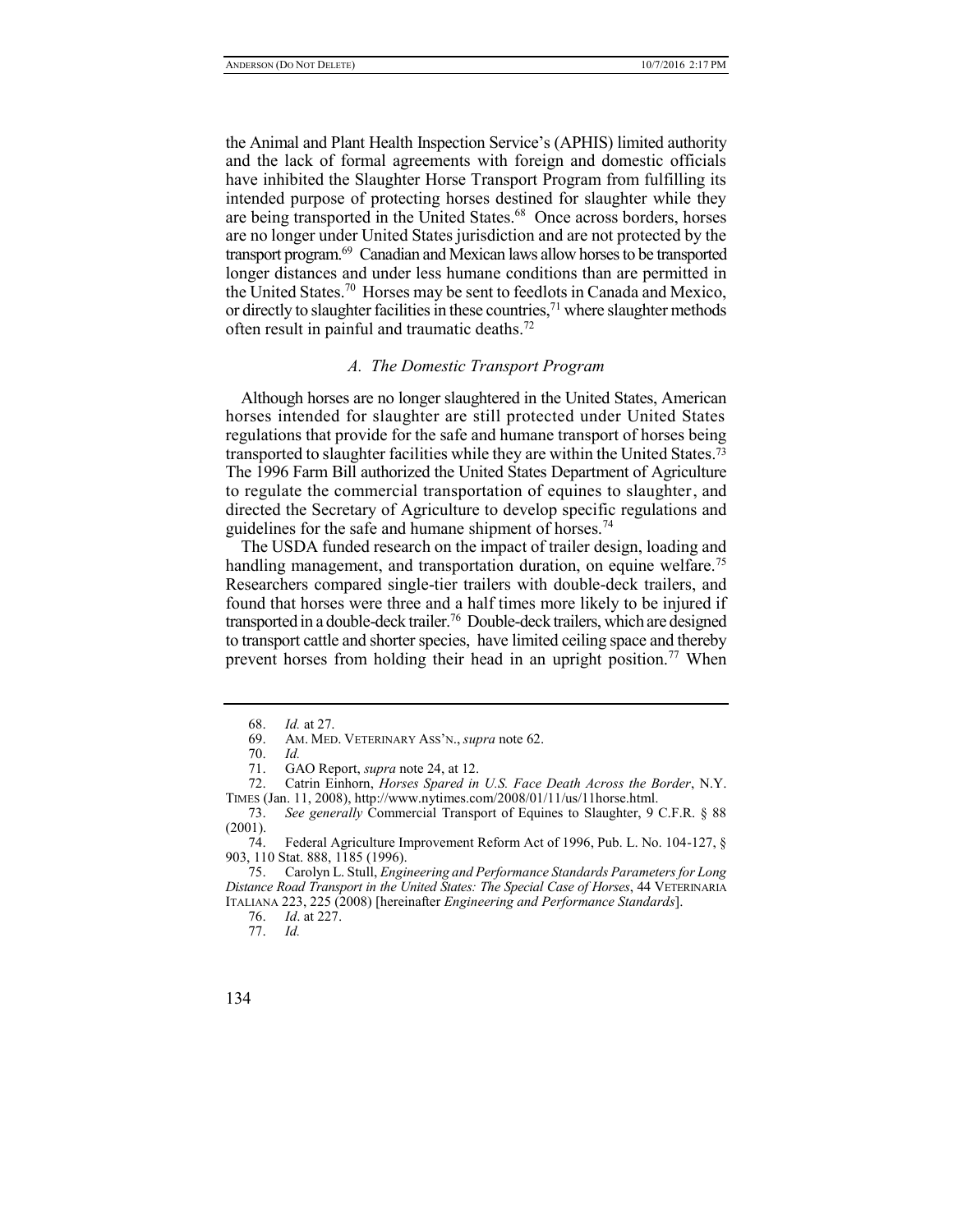the Animal and Plant Health Inspection Service's (APHIS) limited authority and the lack of formal agreements with foreign and domestic officials have inhibited the Slaughter Horse Transport Program from fulfilling its intended purpose of protecting horses destined for slaughter while they are being transported in the United States.[68] Once across borders, horses are no longer under United States jurisdiction and are not protected by the transport program.[69] Canadian and Mexican laws allow horses to be transported longer distances and under less humane conditions than are permitted in the United States.[70] Horses may be sent to feedlots in Canada and Mexico, or directly to slaughter facilities in these countries,[71] where slaughter methods often result in painful and traumatic deaths.[72]

### *A. The Domestic Transport Program*

Although horses are no longer slaughtered in the United States, American horses intended for slaughter are still protected under United States regulations that provide for the safe and humane transport of horses being transported to slaughter facilities while they are within the United States.[73] The 1996 Farm Bill authorized the United States Department of Agriculture to regulate the commercial transportation of equines to slaughter, and directed the Secretary of Agriculture to develop specific regulations and guidelines for the safe and humane shipment of horses.[74]

The USDA funded research on the impact of trailer design, loading and handling management, and transportation duration, on equine welfare.[75] Researchers compared single-tier trailers with double-deck trailers, and found that horses were three and a half times more likely to be injured if transported in a double-deck trailer.[76] Double-deck trailers, which are designed to transport cattle and shorter species, have limited ceiling space and thereby prevent horses from holding their head in an upright position.[77] When

---

68. *Id.* at 27.

69. AM. MED. VETERINARY ASS'N., *supra* note 62.

70. *Id.*

71. GAO Report, *supra* note 24, at 12.

72. Catrin Einhorn, *Horses Spared in U.S. Face Death Across the Border*, N.Y. TIMES (Jan. 11, 2008), http://www.nytimes.com/2008/01/11/us/11horse.html.

73. *See generally* Commercial Transport of Equines to Slaughter, 9 C.F.R. § 88 (2001).

74. Federal Agriculture Improvement Reform Act of 1996, Pub. L. No. 104-127, § 903, 110 Stat. 888, 1185 (1996).

75. Carolyn L. Stull, *Engineering and Performance Standards Parameters for Long Distance Road Transport in the United States: The Special Case of Horses*, 44 VETERINARIA ITALIANA 223, 225 (2008) [hereinafter *Engineering and Performance Standards*].

76. *Id*. at 227.

77. *Id.*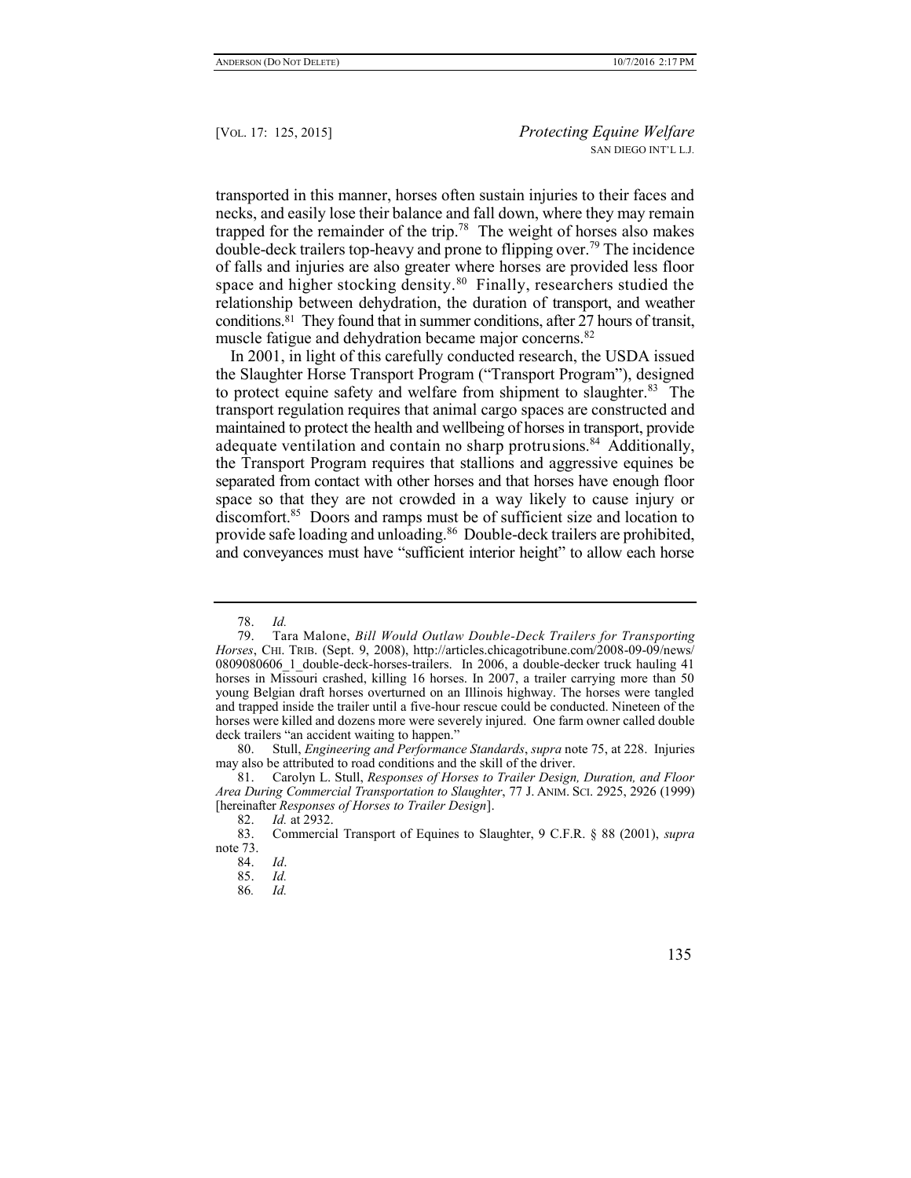transported in this manner, horses often sustain injuries to their faces and necks, and easily lose their balance and fall down, where they may remain trapped for the remainder of the trip.[78] The weight of horses also makes double-deck trailers top-heavy and prone to flipping over.[79] The incidence of falls and injuries are also greater where horses are provided less floor space and higher stocking density.[80] Finally, researchers studied the relationship between dehydration, the duration of transport, and weather conditions.[81] They found that in summer conditions, after 27 hours of transit, muscle fatigue and dehydration became major concerns.[82]

In 2001, in light of this carefully conducted research, the USDA issued the Slaughter Horse Transport Program ("Transport Program"), designed to protect equine safety and welfare from shipment to slaughter.[83] The transport regulation requires that animal cargo spaces are constructed and maintained to protect the health and wellbeing of horses in transport, provide adequate ventilation and contain no sharp protrusions.[84] Additionally, the Transport Program requires that stallions and aggressive equines be separated from contact with other horses and that horses have enough floor space so that they are not crowded in a way likely to cause injury or discomfort.[85] Doors and ramps must be of sufficient size and location to provide safe loading and unloading.[86] Double-deck trailers are prohibited, and conveyances must have "sufficient interior height" to allow each horse

---

78. *Id.*

79. Tara Malone, *Bill Would Outlaw Double-Deck Trailers for Transporting Horses*, CHI. TRIB. (Sept. 9, 2008), http://articles.chicagotribune.com/2008-09-09/news/0809080606_1_double-deck-horses-trailers. In 2006, a double-decker truck hauling 41 horses in Missouri crashed, killing 16 horses. In 2007, a trailer carrying more than 50 young Belgian draft horses overturned on an Illinois highway. The horses were tangled and trapped inside the trailer until a five-hour rescue could be conducted. Nineteen of the horses were killed and dozens more were severely injured. One farm owner called double deck trailers "an accident waiting to happen."

80. Stull, *Engineering and Performance Standards*, *supra* note 75, at 228. Injuries may also be attributed to road conditions and the skill of the driver.

81. Carolyn L. Stull, *Responses of Horses to Trailer Design, Duration, and Floor Area During Commercial Transportation to Slaughter*, 77 J. ANIM. SCI. 2925, 2926 (1999) [hereinafter *Responses of Horses to Trailer Design*].

82. *Id.* at 2932.

83. Commercial Transport of Equines to Slaughter, 9 C.F.R. § 88 (2001), *supra* note 73.

84. *Id*.

85. *Id.*

86. *Id.*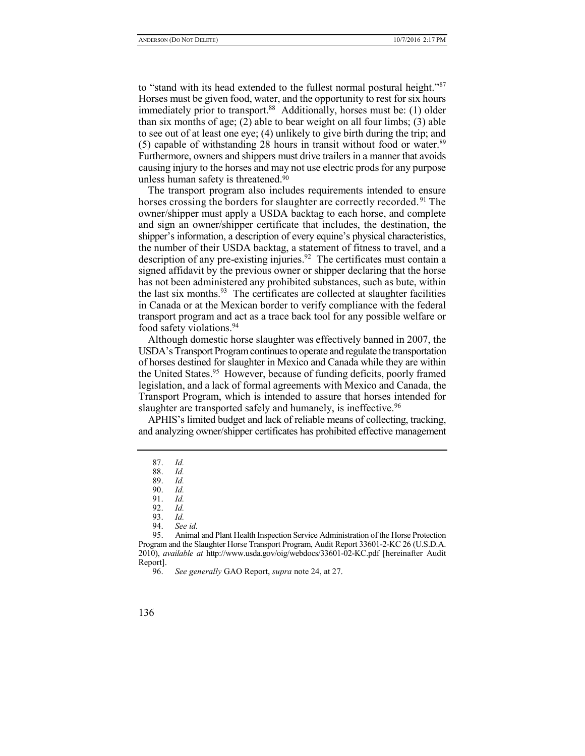to "stand with its head extended to the fullest normal postural height."[87] Horses must be given food, water, and the opportunity to rest for six hours immediately prior to transport.[88] Additionally, horses must be: (1) older than six months of age; (2) able to bear weight on all four limbs; (3) able to see out of at least one eye; (4) unlikely to give birth during the trip; and (5) capable of withstanding 28 hours in transit without food or water.[89] Furthermore, owners and shippers must drive trailers in a manner that avoids causing injury to the horses and may not use electric prods for any purpose unless human safety is threatened.[90]

The transport program also includes requirements intended to ensure horses crossing the borders for slaughter are correctly recorded.[91] The owner/shipper must apply a USDA backtag to each horse, and complete and sign an owner/shipper certificate that includes, the destination, the shipper's information, a description of every equine's physical characteristics, the number of their USDA backtag, a statement of fitness to travel, and a description of any pre-existing injuries.[92] The certificates must contain a signed affidavit by the previous owner or shipper declaring that the horse has not been administered any prohibited substances, such as bute, within the last six months.[93] The certificates are collected at slaughter facilities in Canada or at the Mexican border to verify compliance with the federal transport program and act as a trace back tool for any possible welfare or food safety violations.[94]

Although domestic horse slaughter was effectively banned in 2007, the USDA's Transport Program continues to operate and regulate the transportation of horses destined for slaughter in Mexico and Canada while they are within the United States.[95] However, because of funding deficits, poorly framed legislation, and a lack of formal agreements with Mexico and Canada, the Transport Program, which is intended to assure that horses intended for slaughter are transported safely and humanely, is ineffective.[96]

APHIS's limited budget and lack of reliable means of collecting, tracking, and analyzing owner/shipper certificates has prohibited effective management

---

87. *Id.*
88. *Id.*
89. *Id.*
90. *Id.*
91. *Id.*
92. *Id.*
93. *Id.*
94. *See id.*
95. Animal and Plant Health Inspection Service Administration of the Horse Protection Program and the Slaughter Horse Transport Program, Audit Report 33601-2-KC 26 (U.S.D.A. 2010), *available at* http://www.usda.gov/oig/webdocs/33601-02-KC.pdf [hereinafter Audit Report].
96. *See generally* GAO Report, *supra* note 24, at 27.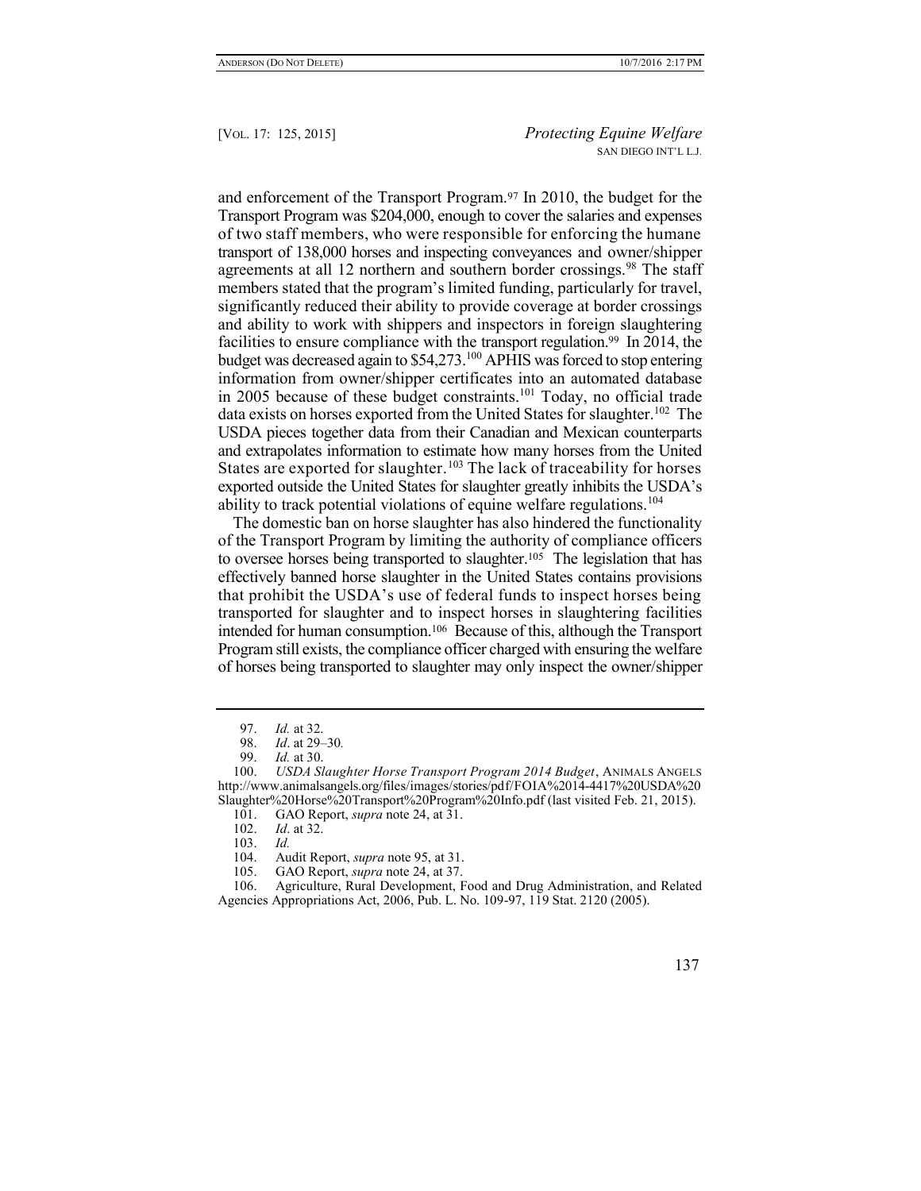and enforcement of the Transport Program.[97] In 2010, the budget for the Transport Program was $204,000, enough to cover the salaries and expenses of two staff members, who were responsible for enforcing the humane transport of 138,000 horses and inspecting conveyances and owner/shipper agreements at all 12 northern and southern border crossings.[98] The staff members stated that the program's limited funding, particularly for travel, significantly reduced their ability to provide coverage at border crossings and ability to work with shippers and inspectors in foreign slaughtering facilities to ensure compliance with the transport regulation.[99] In 2014, the budget was decreased again to $54,273.[100] APHIS was forced to stop entering information from owner/shipper certificates into an automated database in 2005 because of these budget constraints.[101] Today, no official trade data exists on horses exported from the United States for slaughter.[102] The USDA pieces together data from their Canadian and Mexican counterparts and extrapolates information to estimate how many horses from the United States are exported for slaughter.[103] The lack of traceability for horses exported outside the United States for slaughter greatly inhibits the USDA's ability to track potential violations of equine welfare regulations.[104]

The domestic ban on horse slaughter has also hindered the functionality of the Transport Program by limiting the authority of compliance officers to oversee horses being transported to slaughter.[105] The legislation that has effectively banned horse slaughter in the United States contains provisions that prohibit the USDA's use of federal funds to inspect horses being transported for slaughter and to inspect horses in slaughtering facilities intended for human consumption.[106] Because of this, although the Transport Program still exists, the compliance officer charged with ensuring the welfare of horses being transported to slaughter may only inspect the owner/shipper

---

97. *Id.* at 32.
98. *Id*. at 29–30*.*
99. *Id.* at 30.
100. *USDA Slaughter Horse Transport Program 2014 Budget*, ANIMALS ANGELS http://www.animalsangels.org/files/images/stories/pdf/FOIA%2014-4417%20USDA%20Slaughter%20Horse%20Transport%20Program%20Info.pdf (last visited Feb. 21, 2015).
101. GAO Report, *supra* note 24, at 31.
102. *Id*. at 32.
103. *Id.*
104. Audit Report, *supra* note 95, at 31.
105. GAO Report, *supra* note 24, at 37.
106. Agriculture, Rural Development, Food and Drug Administration, and Related Agencies Appropriations Act, 2006, Pub. L. No. 109-97, 119 Stat. 2120 (2005).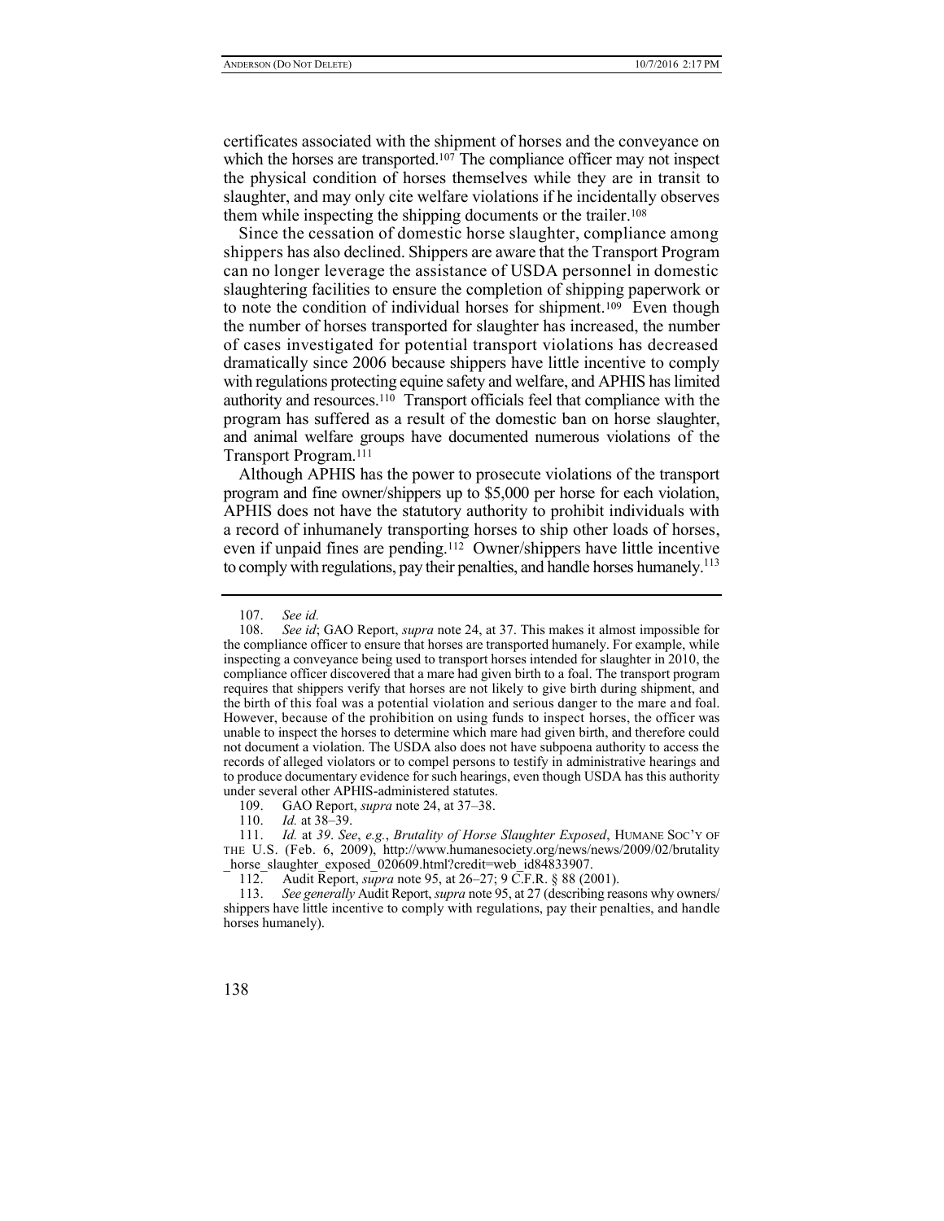certificates associated with the shipment of horses and the conveyance on which the horses are transported.[107] The compliance officer may not inspect the physical condition of horses themselves while they are in transit to slaughter, and may only cite welfare violations if he incidentally observes them while inspecting the shipping documents or the trailer.[108]

Since the cessation of domestic horse slaughter, compliance among shippers has also declined. Shippers are aware that the Transport Program can no longer leverage the assistance of USDA personnel in domestic slaughtering facilities to ensure the completion of shipping paperwork or to note the condition of individual horses for shipment.[109] Even though the number of horses transported for slaughter has increased, the number of cases investigated for potential transport violations has decreased dramatically since 2006 because shippers have little incentive to comply with regulations protecting equine safety and welfare, and APHIS has limited authority and resources.[110] Transport officials feel that compliance with the program has suffered as a result of the domestic ban on horse slaughter, and animal welfare groups have documented numerous violations of the Transport Program.[111]

Although APHIS has the power to prosecute violations of the transport program and fine owner/shippers up to $5,000 per horse for each violation, APHIS does not have the statutory authority to prohibit individuals with a record of inhumanely transporting horses to ship other loads of horses, even if unpaid fines are pending.[112] Owner/shippers have little incentive to comply with regulations, pay their penalties, and handle horses humanely.[113]

---

107. *See id.*

108. *See id*; GAO Report, *supra* note 24, at 37. This makes it almost impossible for the compliance officer to ensure that horses are transported humanely. For example, while inspecting a conveyance being used to transport horses intended for slaughter in 2010, the compliance officer discovered that a mare had given birth to a foal. The transport program requires that shippers verify that horses are not likely to give birth during shipment, and the birth of this foal was a potential violation and serious danger to the mare and foal. However, because of the prohibition on using funds to inspect horses, the officer was unable to inspect the horses to determine which mare had given birth, and therefore could not document a violation. The USDA also does not have subpoena authority to access the records of alleged violators or to compel persons to testify in administrative hearings and to produce documentary evidence for such hearings, even though USDA has this authority under several other APHIS-administered statutes.

109. GAO Report, *supra* note 24, at 37–38.

110. *Id.* at 38–39.

111. *Id.* at *39*. *See*, *e.g.*, *Brutality of Horse Slaughter Exposed*, HUMANE SOC'Y OF THE U.S. (Feb. 6, 2009), http://www.humanesociety.org/news/news/2009/02/brutality_horse_slaughter_exposed_020609.html?credit=web_id84833907.

112. Audit Report, *supra* note 95, at 26–27; 9 C.F.R. § 88 (2001).

113. *See generally* Audit Report, *supra* note 95, at 27 (describing reasons why owners/shippers have little incentive to comply with regulations, pay their penalties, and handle horses humanely).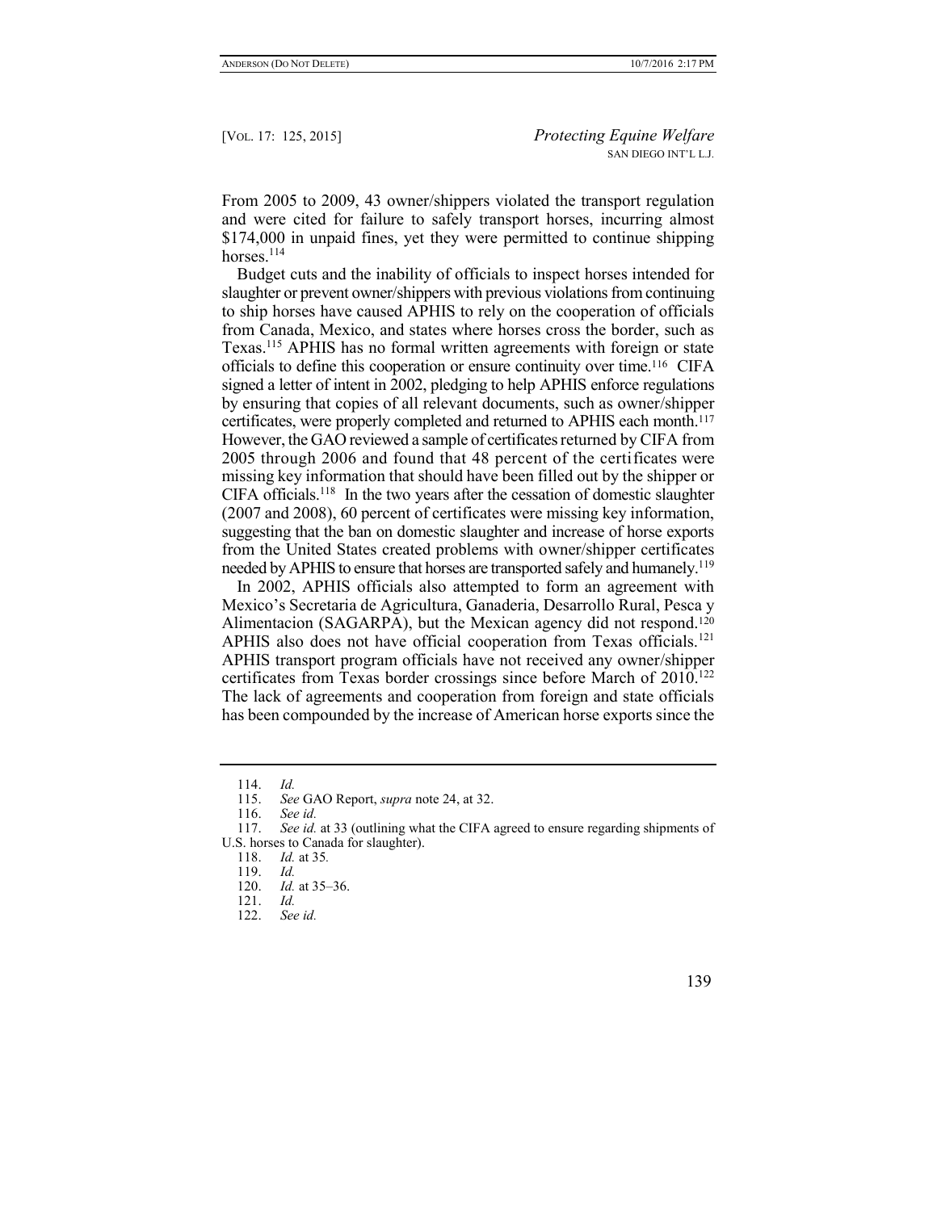From 2005 to 2009, 43 owner/shippers violated the transport regulation and were cited for failure to safely transport horses, incurring almost $174,000 in unpaid fines, yet they were permitted to continue shipping horses.[114]

Budget cuts and the inability of officials to inspect horses intended for slaughter or prevent owner/shippers with previous violations from continuing to ship horses have caused APHIS to rely on the cooperation of officials from Canada, Mexico, and states where horses cross the border, such as Texas.[115] APHIS has no formal written agreements with foreign or state officials to define this cooperation or ensure continuity over time.[116] CIFA signed a letter of intent in 2002, pledging to help APHIS enforce regulations by ensuring that copies of all relevant documents, such as owner/shipper certificates, were properly completed and returned to APHIS each month.[117] However, the GAO reviewed a sample of certificates returned by CIFA from 2005 through 2006 and found that 48 percent of the certificates were missing key information that should have been filled out by the shipper or CIFA officials.[118] In the two years after the cessation of domestic slaughter (2007 and 2008), 60 percent of certificates were missing key information, suggesting that the ban on domestic slaughter and increase of horse exports from the United States created problems with owner/shipper certificates needed by APHIS to ensure that horses are transported safely and humanely.[119]

In 2002, APHIS officials also attempted to form an agreement with Mexico's Secretaria de Agricultura, Ganaderia, Desarrollo Rural, Pesca y Alimentacion (SAGARPA), but the Mexican agency did not respond.[120] APHIS also does not have official cooperation from Texas officials.[121] APHIS transport program officials have not received any owner/shipper certificates from Texas border crossings since before March of 2010.[122] The lack of agreements and cooperation from foreign and state officials has been compounded by the increase of American horse exports since the

---

114. *Id.*

115. *See* GAO Report, *supra* note 24, at 32.

116. *See id.*

117. *See id.* at 33 (outlining what the CIFA agreed to ensure regarding shipments of U.S. horses to Canada for slaughter).

118. *Id.* at 35.

119. *Id.*

120. *Id.* at 35–36.

121. *Id.*

122. *See id.*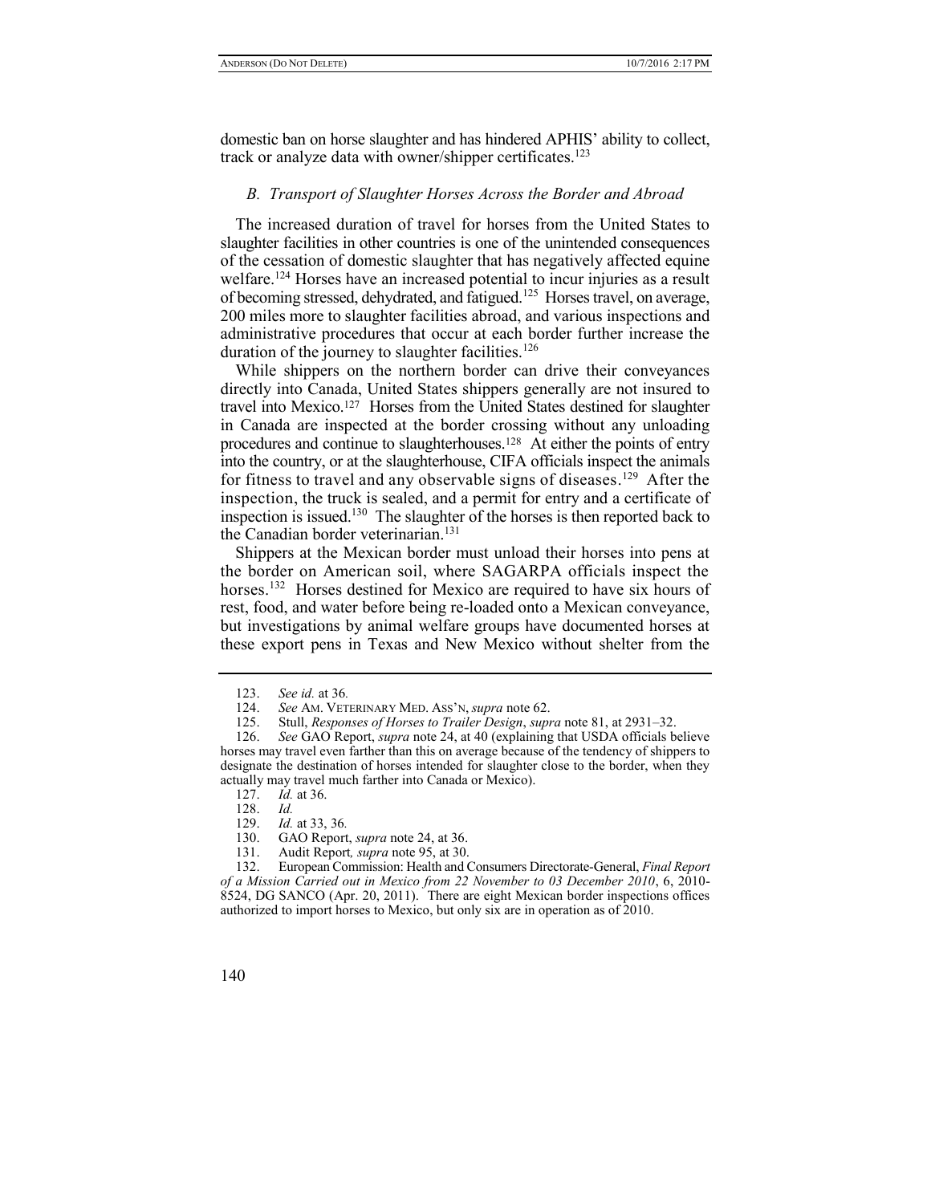domestic ban on horse slaughter and has hindered APHIS' ability to collect, track or analyze data with owner/shipper certificates.[123]

### *B. Transport of Slaughter Horses Across the Border and Abroad*

The increased duration of travel for horses from the United States to slaughter facilities in other countries is one of the unintended consequences of the cessation of domestic slaughter that has negatively affected equine welfare.[124] Horses have an increased potential to incur injuries as a result of becoming stressed, dehydrated, and fatigued.[125] Horses travel, on average, 200 miles more to slaughter facilities abroad, and various inspections and administrative procedures that occur at each border further increase the duration of the journey to slaughter facilities.[126]

While shippers on the northern border can drive their conveyances directly into Canada, United States shippers generally are not insured to travel into Mexico.[127] Horses from the United States destined for slaughter in Canada are inspected at the border crossing without any unloading procedures and continue to slaughterhouses.[128] At either the points of entry into the country, or at the slaughterhouse, CIFA officials inspect the animals for fitness to travel and any observable signs of diseases.[129] After the inspection, the truck is sealed, and a permit for entry and a certificate of inspection is issued.[130] The slaughter of the horses is then reported back to the Canadian border veterinarian.[131]

Shippers at the Mexican border must unload their horses into pens at the border on American soil, where SAGARPA officials inspect the horses.[132] Horses destined for Mexico are required to have six hours of rest, food, and water before being re-loaded onto a Mexican conveyance, but investigations by animal welfare groups have documented horses at these export pens in Texas and New Mexico without shelter from the

---

123. *See id.* at 36.

124. *See* AM. VETERINARY MED. ASS'N, *supra* note 62.

125. Stull, *Responses of Horses to Trailer Design*, *supra* note 81, at 2931–32.

126. *See* GAO Report, *supra* note 24, at 40 (explaining that USDA officials believe horses may travel even farther than this on average because of the tendency of shippers to designate the destination of horses intended for slaughter close to the border, when they actually may travel much farther into Canada or Mexico).

127. *Id.* at 36.

128. *Id.*

129. *Id.* at 33, 36.

130. GAO Report, *supra* note 24, at 36.

131. Audit Report*, supra* note 95, at 30.

132. European Commission: Health and Consumers Directorate-General, *Final Report of a Mission Carried out in Mexico from 22 November to 03 December 2010*, 6, 2010-8524, DG SANCO (Apr. 20, 2011). There are eight Mexican border inspections offices authorized to import horses to Mexico, but only six are in operation as of 2010.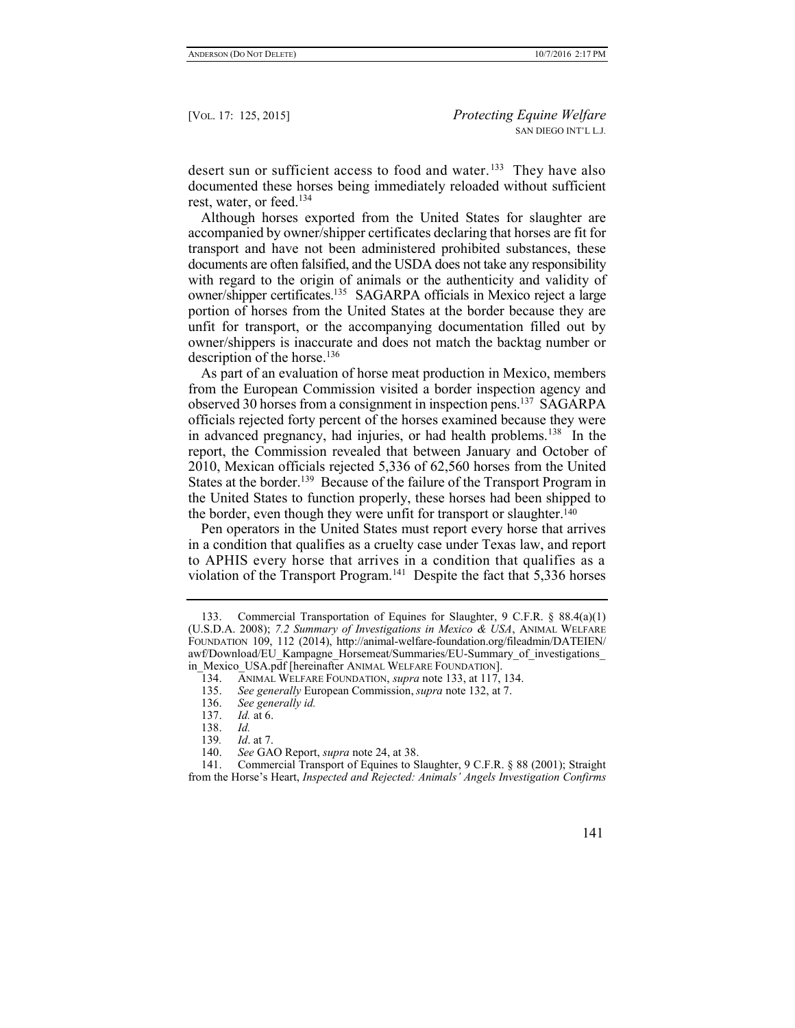desert sun or sufficient access to food and water.[133] They have also documented these horses being immediately reloaded without sufficient rest, water, or feed.[134]

Although horses exported from the United States for slaughter are accompanied by owner/shipper certificates declaring that horses are fit for transport and have not been administered prohibited substances, these documents are often falsified, and the USDA does not take any responsibility with regard to the origin of animals or the authenticity and validity of owner/shipper certificates.[135] SAGARPA officials in Mexico reject a large portion of horses from the United States at the border because they are unfit for transport, or the accompanying documentation filled out by owner/shippers is inaccurate and does not match the backtag number or description of the horse.[136]

As part of an evaluation of horse meat production in Mexico, members from the European Commission visited a border inspection agency and observed 30 horses from a consignment in inspection pens.[137] SAGARPA officials rejected forty percent of the horses examined because they were in advanced pregnancy, had injuries, or had health problems.[138] In the report, the Commission revealed that between January and October of 2010, Mexican officials rejected 5,336 of 62,560 horses from the United States at the border.[139] Because of the failure of the Transport Program in the United States to function properly, these horses had been shipped to the border, even though they were unfit for transport or slaughter.[140]

Pen operators in the United States must report every horse that arrives in a condition that qualifies as a cruelty case under Texas law, and report to APHIS every horse that arrives in a condition that qualifies as a violation of the Transport Program.[141] Despite the fact that 5,336 horses

---

133. Commercial Transportation of Equines for Slaughter, 9 C.F.R. § 88.4(a)(1) (U.S.D.A. 2008); *7.2 Summary of Investigations in Mexico & USA*, ANIMAL WELFARE FOUNDATION 109, 112 (2014), http://animal-welfare-foundation.org/fileadmin/DATEIEN/awf/Download/EU_Kampagne_Horsemeat/Summaries/EU-Summary_of_investigations_in_Mexico_USA.pdf [hereinafter ANIMAL WELFARE FOUNDATION].

134. ANIMAL WELFARE FOUNDATION, *supra* note 133, at 117, 134.

135. *See generally* European Commission, *supra* note 132, at 7.

136. *See generally id.*

137. *Id.* at 6.

138. *Id.*

139. *Id*. at 7.

140. *See* GAO Report, *supra* note 24, at 38.

141. Commercial Transport of Equines to Slaughter, 9 C.F.R. § 88 (2001); Straight from the Horse's Heart, *Inspected and Rejected: Animals' Angels Investigation Confirms*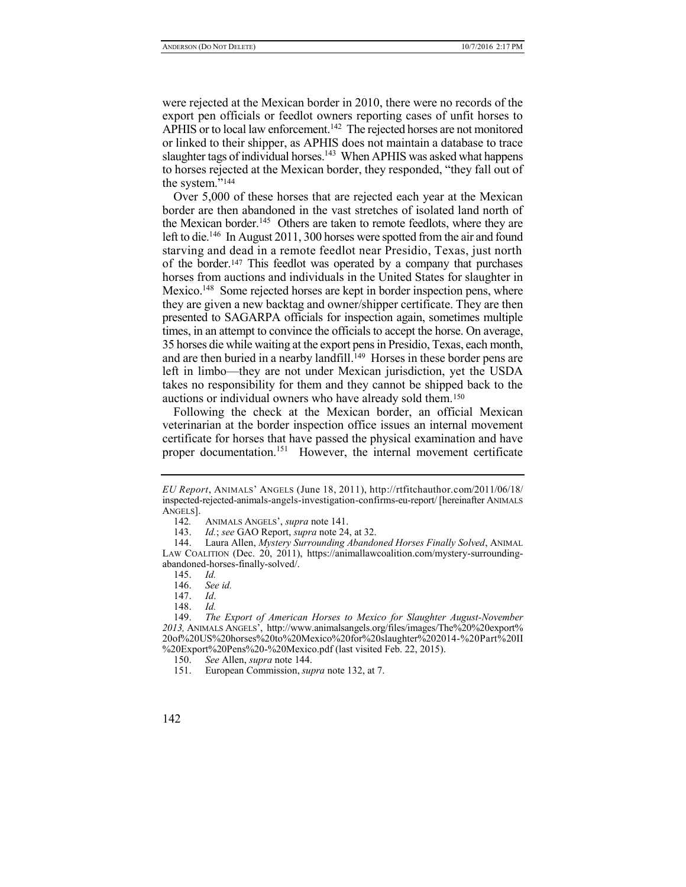were rejected at the Mexican border in 2010, there were no records of the export pen officials or feedlot owners reporting cases of unfit horses to APHIS or to local law enforcement.[142] The rejected horses are not monitored or linked to their shipper, as APHIS does not maintain a database to trace slaughter tags of individual horses.[143] When APHIS was asked what happens to horses rejected at the Mexican border, they responded, "they fall out of the system."[144]

Over 5,000 of these horses that are rejected each year at the Mexican border are then abandoned in the vast stretches of isolated land north of the Mexican border.[145] Others are taken to remote feedlots, where they are left to die.[146] In August 2011, 300 horses were spotted from the air and found starving and dead in a remote feedlot near Presidio, Texas, just north of the border.[147] This feedlot was operated by a company that purchases horses from auctions and individuals in the United States for slaughter in Mexico.[148] Some rejected horses are kept in border inspection pens, where they are given a new backtag and owner/shipper certificate. They are then presented to SAGARPA officials for inspection again, sometimes multiple times, in an attempt to convince the officials to accept the horse. On average, 35 horses die while waiting at the export pens in Presidio, Texas, each month, and are then buried in a nearby landfill.[149] Horses in these border pens are left in limbo—they are not under Mexican jurisdiction, yet the USDA takes no responsibility for them and they cannot be shipped back to the auctions or individual owners who have already sold them.[150]

Following the check at the Mexican border, an official Mexican veterinarian at the border inspection office issues an internal movement certificate for horses that have passed the physical examination and have proper documentation.[151] However, the internal movement certificate

---

*EU Report*, ANIMALS' ANGELS (June 18, 2011), http://rtfitchauthor.com/2011/06/18/inspected-rejected-animals-angels-investigation-confirms-eu-report/ [hereinafter ANIMALS ANGELS].

142. ANIMALS ANGELS', *supra* note 141.

143. *Id.*; *see* GAO Report, *supra* note 24, at 32.

144. Laura Allen, *Mystery Surrounding Abandoned Horses Finally Solved*, ANIMAL LAW COALITION (Dec. 20, 2011), https://animallawcoalition.com/mystery-surrounding-abandoned-horses-finally-solved/.

145. *Id.*

146. *See id.*

147. *Id*.

148. *Id.*

149. *The Export of American Horses to Mexico for Slaughter August-November 2013,* ANIMALS ANGELS', http://www.animalsangels.org/files/images/The%20%20export%20of%20US%20horses%20to%20Mexico%20for%20slaughter%202014-%20Part%20II%20Export%20Pens%20-%20Mexico.pdf (last visited Feb. 22, 2015).

150. *See* Allen, *supra* note 144.

151. European Commission, *supra* note 132, at 7.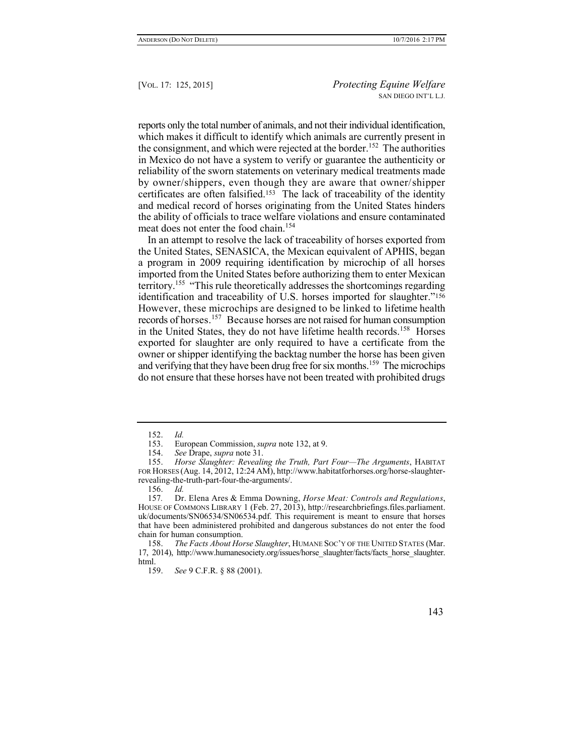reports only the total number of animals, and not their individual identification, which makes it difficult to identify which animals are currently present in the consignment, and which were rejected at the border.[152] The authorities in Mexico do not have a system to verify or guarantee the authenticity or reliability of the sworn statements on veterinary medical treatments made by owner/shippers, even though they are aware that owner/shipper certificates are often falsified.[153] The lack of traceability of the identity and medical record of horses originating from the United States hinders the ability of officials to trace welfare violations and ensure contaminated meat does not enter the food chain.[154]

In an attempt to resolve the lack of traceability of horses exported from the United States, SENASICA, the Mexican equivalent of APHIS, began a program in 2009 requiring identification by microchip of all horses imported from the United States before authorizing them to enter Mexican territory.[155] "This rule theoretically addresses the shortcomings regarding identification and traceability of U.S. horses imported for slaughter."[156] However, these microchips are designed to be linked to lifetime health records of horses.[157] Because horses are not raised for human consumption in the United States, they do not have lifetime health records.[158] Horses exported for slaughter are only required to have a certificate from the owner or shipper identifying the backtag number the horse has been given and verifying that they have been drug free for six months.[159] The microchips do not ensure that these horses have not been treated with prohibited drugs

---

152. *Id.*

153. European Commission, *supra* note 132, at 9.

154. *See* Drape, *supra* note 31.

155. *Horse Slaughter: Revealing the Truth, Part Four—The Arguments*, HABITAT FOR HORSES (Aug. 14, 2012, 12:24 AM), http://www.habitatforhorses.org/horse-slaughter-revealing-the-truth-part-four-the-arguments/.

156. *Id.*

157. Dr. Elena Ares & Emma Downing, *Horse Meat: Controls and Regulations*, HOUSE OF COMMONS LIBRARY 1 (Feb. 27, 2013), http://researchbriefings.files.parliament.uk/documents/SN06534/SN06534.pdf. This requirement is meant to ensure that horses that have been administered prohibited and dangerous substances do not enter the food chain for human consumption.

158. *The Facts About Horse Slaughter*, HUMANE SOC'Y OF THE UNITED STATES (Mar. 17, 2014), http://www.humanesociety.org/issues/horse_slaughter/facts/facts_horse_slaughter.html.

159. *See* 9 C.F.R. § 88 (2001).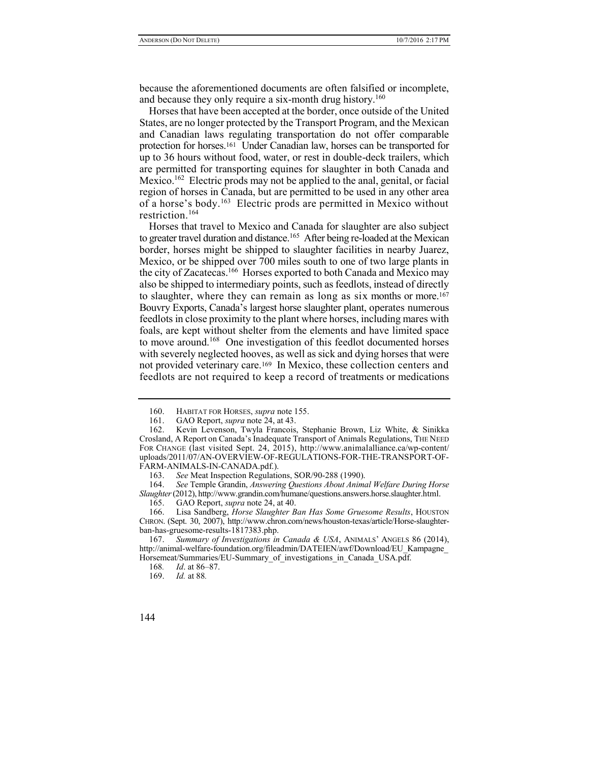because the aforementioned documents are often falsified or incomplete, and because they only require a six-month drug history.[160]

Horses that have been accepted at the border, once outside of the United States, are no longer protected by the Transport Program, and the Mexican and Canadian laws regulating transportation do not offer comparable protection for horses.[161] Under Canadian law, horses can be transported for up to 36 hours without food, water, or rest in double-deck trailers, which are permitted for transporting equines for slaughter in both Canada and Mexico.[162] Electric prods may not be applied to the anal, genital, or facial region of horses in Canada, but are permitted to be used in any other area of a horse's body.[163] Electric prods are permitted in Mexico without restriction.[164]

Horses that travel to Mexico and Canada for slaughter are also subject to greater travel duration and distance.[165] After being re-loaded at the Mexican border, horses might be shipped to slaughter facilities in nearby Juarez, Mexico, or be shipped over 700 miles south to one of two large plants in the city of Zacatecas.[166] Horses exported to both Canada and Mexico may also be shipped to intermediary points, such as feedlots, instead of directly to slaughter, where they can remain as long as six months or more.[167] Bouvry Exports, Canada's largest horse slaughter plant, operates numerous feedlots in close proximity to the plant where horses, including mares with foals, are kept without shelter from the elements and have limited space to move around.[168] One investigation of this feedlot documented horses with severely neglected hooves, as well as sick and dying horses that were not provided veterinary care.[169] In Mexico, these collection centers and feedlots are not required to keep a record of treatments or medications

---

160. HABITAT FOR HORSES, *supra* note 155.

161. GAO Report, *supra* note 24, at 43.

162. Kevin Levenson, Twyla Francois, Stephanie Brown, Liz White, & Sinikka Crosland, A Report on Canada's Inadequate Transport of Animals Regulations, THE NEED FOR CHANGE (last visited Sept. 24, 2015), http://www.animalalliance.ca/wp-content/uploads/2011/07/AN-OVERVIEW-OF-REGULATIONS-FOR-THE-TRANSPORT-OF-FARM-ANIMALS-IN-CANADA.pdf.).

163. *See* Meat Inspection Regulations, SOR/90-288 (1990).

164. *See* Temple Grandin, *Answering Questions About Animal Welfare During Horse Slaughter* (2012), http://www.grandin.com/humane/questions.answers.horse.slaughter.html.

165. GAO Report, *supra* note 24, at 40.

166. Lisa Sandberg, *Horse Slaughter Ban Has Some Gruesome Results*, HOUSTON CHRON. (Sept. 30, 2007), http://www.chron.com/news/houston-texas/article/Horse-slaughter-ban-has-gruesome-results-1817383.php.

167. *Summary of Investigations in Canada & USA*, ANIMALS' ANGELS 86 (2014), http://animal-welfare-foundation.org/fileadmin/DATEIEN/awf/Download/EU_Kampagne_Horsemeat/Summaries/EU-Summary_of_investigations_in_Canada_USA.pdf.

168. *Id*. at 86–87.

169. *Id.* at 88.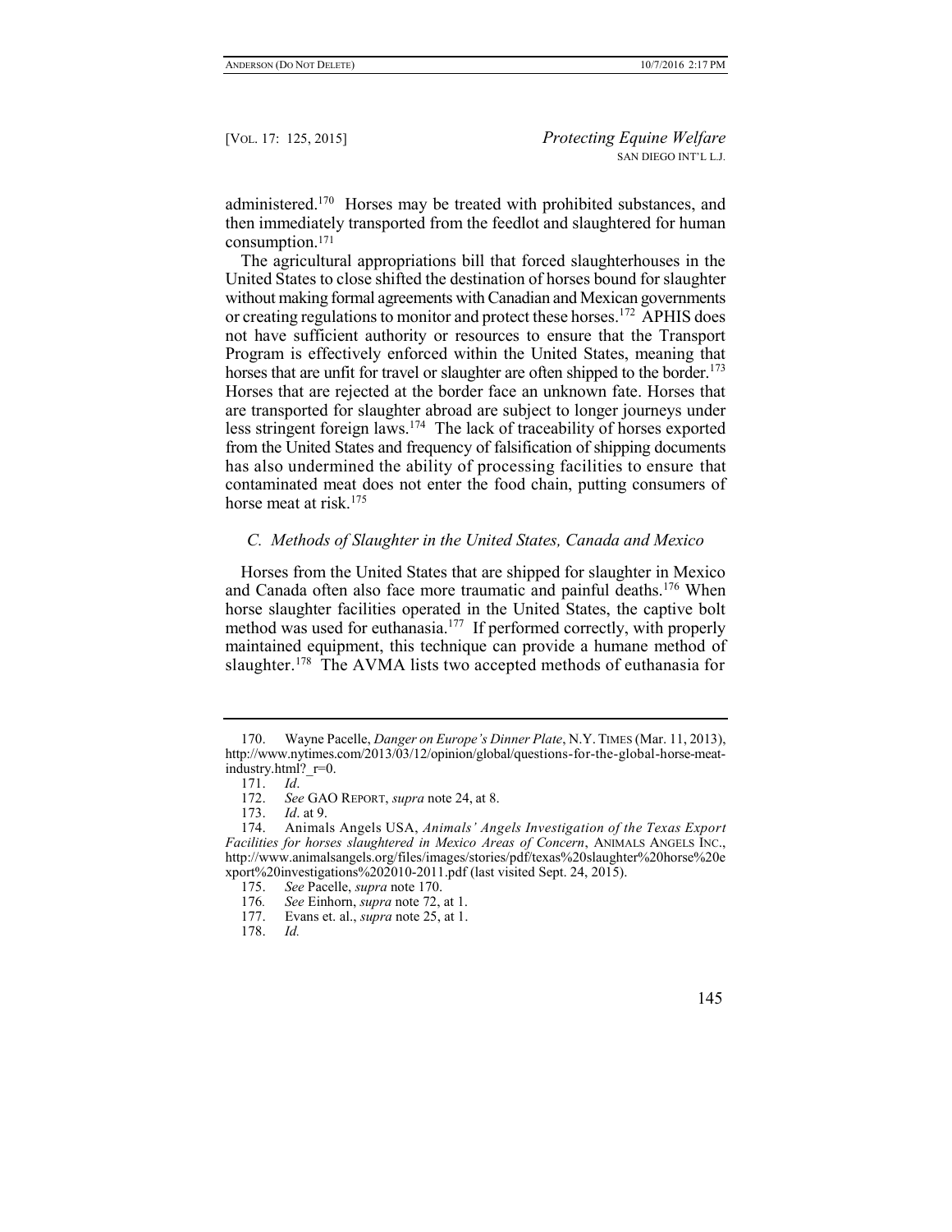administered.[170] Horses may be treated with prohibited substances, and then immediately transported from the feedlot and slaughtered for human consumption.[171]

The agricultural appropriations bill that forced slaughterhouses in the United States to close shifted the destination of horses bound for slaughter without making formal agreements with Canadian and Mexican governments or creating regulations to monitor and protect these horses.[172] APHIS does not have sufficient authority or resources to ensure that the Transport Program is effectively enforced within the United States, meaning that horses that are unfit for travel or slaughter are often shipped to the border.[173] Horses that are rejected at the border face an unknown fate. Horses that are transported for slaughter abroad are subject to longer journeys under less stringent foreign laws.[174] The lack of traceability of horses exported from the United States and frequency of falsification of shipping documents has also undermined the ability of processing facilities to ensure that contaminated meat does not enter the food chain, putting consumers of horse meat at risk.[175]

### *C. Methods of Slaughter in the United States, Canada and Mexico*

Horses from the United States that are shipped for slaughter in Mexico and Canada often also face more traumatic and painful deaths.[176] When horse slaughter facilities operated in the United States, the captive bolt method was used for euthanasia.[177] If performed correctly, with properly maintained equipment, this technique can provide a humane method of slaughter.[178] The AVMA lists two accepted methods of euthanasia for

---

170. Wayne Pacelle, *Danger on Europe's Dinner Plate*, N.Y. TIMES (Mar. 11, 2013), http://www.nytimes.com/2013/03/12/opinion/global/questions-for-the-global-horse-meat-industry.html?_r=0.

171. *Id*.

172. *See* GAO REPORT, *supra* note 24, at 8.

173. *Id*. at 9.

174. Animals Angels USA, *Animals' Angels Investigation of the Texas Export Facilities for horses slaughtered in Mexico Areas of Concern*, ANIMALS ANGELS INC., http://www.animalsangels.org/files/images/stories/pdf/texas%20slaughter%20horse%20export%20investigations%202010-2011.pdf (last visited Sept. 24, 2015).

175. *See* Pacelle, *supra* note 170.

176. *See* Einhorn, *supra* note 72, at 1.

177. Evans et. al., *supra* note 25, at 1.

178. *Id.*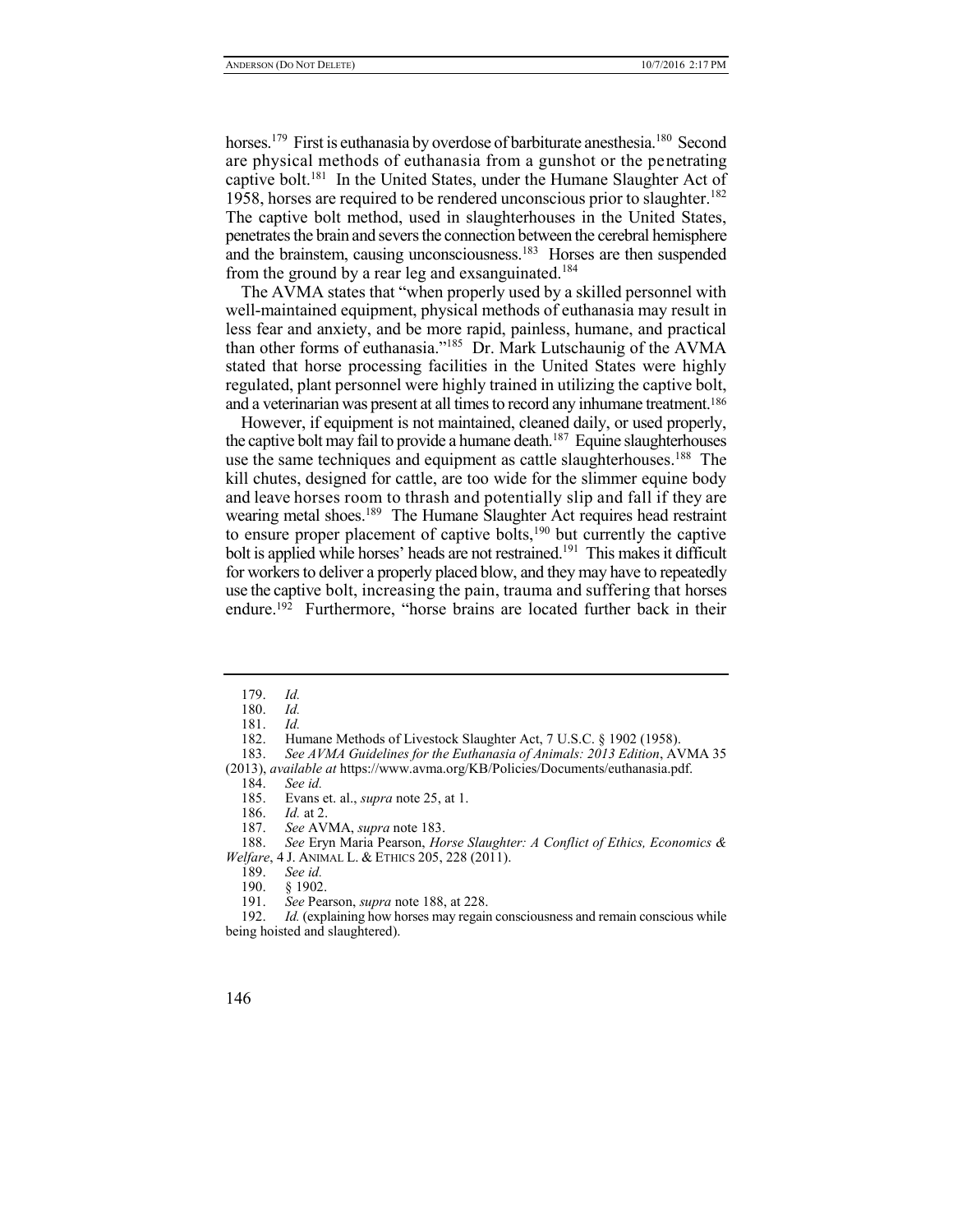horses.[179] First is euthanasia by overdose of barbiturate anesthesia.[180] Second are physical methods of euthanasia from a gunshot or the penetrating captive bolt.[181] In the United States, under the Humane Slaughter Act of 1958, horses are required to be rendered unconscious prior to slaughter.[182] The captive bolt method, used in slaughterhouses in the United States, penetrates the brain and severs the connection between the cerebral hemisphere and the brainstem, causing unconsciousness.[183] Horses are then suspended from the ground by a rear leg and exsanguinated.[184]

The AVMA states that "when properly used by a skilled personnel with well-maintained equipment, physical methods of euthanasia may result in less fear and anxiety, and be more rapid, painless, humane, and practical than other forms of euthanasia."[185] Dr. Mark Lutschaunig of the AVMA stated that horse processing facilities in the United States were highly regulated, plant personnel were highly trained in utilizing the captive bolt, and a veterinarian was present at all times to record any inhumane treatment.[186]

However, if equipment is not maintained, cleaned daily, or used properly, the captive bolt may fail to provide a humane death.[187] Equine slaughterhouses use the same techniques and equipment as cattle slaughterhouses.[188] The kill chutes, designed for cattle, are too wide for the slimmer equine body and leave horses room to thrash and potentially slip and fall if they are wearing metal shoes.[189] The Humane Slaughter Act requires head restraint to ensure proper placement of captive bolts,[190] but currently the captive bolt is applied while horses' heads are not restrained.[191] This makes it difficult for workers to deliver a properly placed blow, and they may have to repeatedly use the captive bolt, increasing the pain, trauma and suffering that horses endure.[192] Furthermore, "horse brains are located further back in their

---

179. *Id.*

180. *Id.*

181. *Id.*

182. Humane Methods of Livestock Slaughter Act, 7 U.S.C. § 1902 (1958).

183. *See AVMA Guidelines for the Euthanasia of Animals: 2013 Edition*, AVMA 35 (2013), *available at* https://www.avma.org/KB/Policies/Documents/euthanasia.pdf.

184. *See id.*

185. Evans et. al., *supra* note 25, at 1.

186. *Id.* at 2.

187. *See* AVMA, *supra* note 183.

188. *See* Eryn Maria Pearson, *Horse Slaughter: A Conflict of Ethics, Economics & Welfare*, 4 J. ANIMAL L. & ETHICS 205, 228 (2011).

189. *See id.*

190. § 1902.

191. *See* Pearson, *supra* note 188, at 228.

192. *Id.* (explaining how horses may regain consciousness and remain conscious while being hoisted and slaughtered).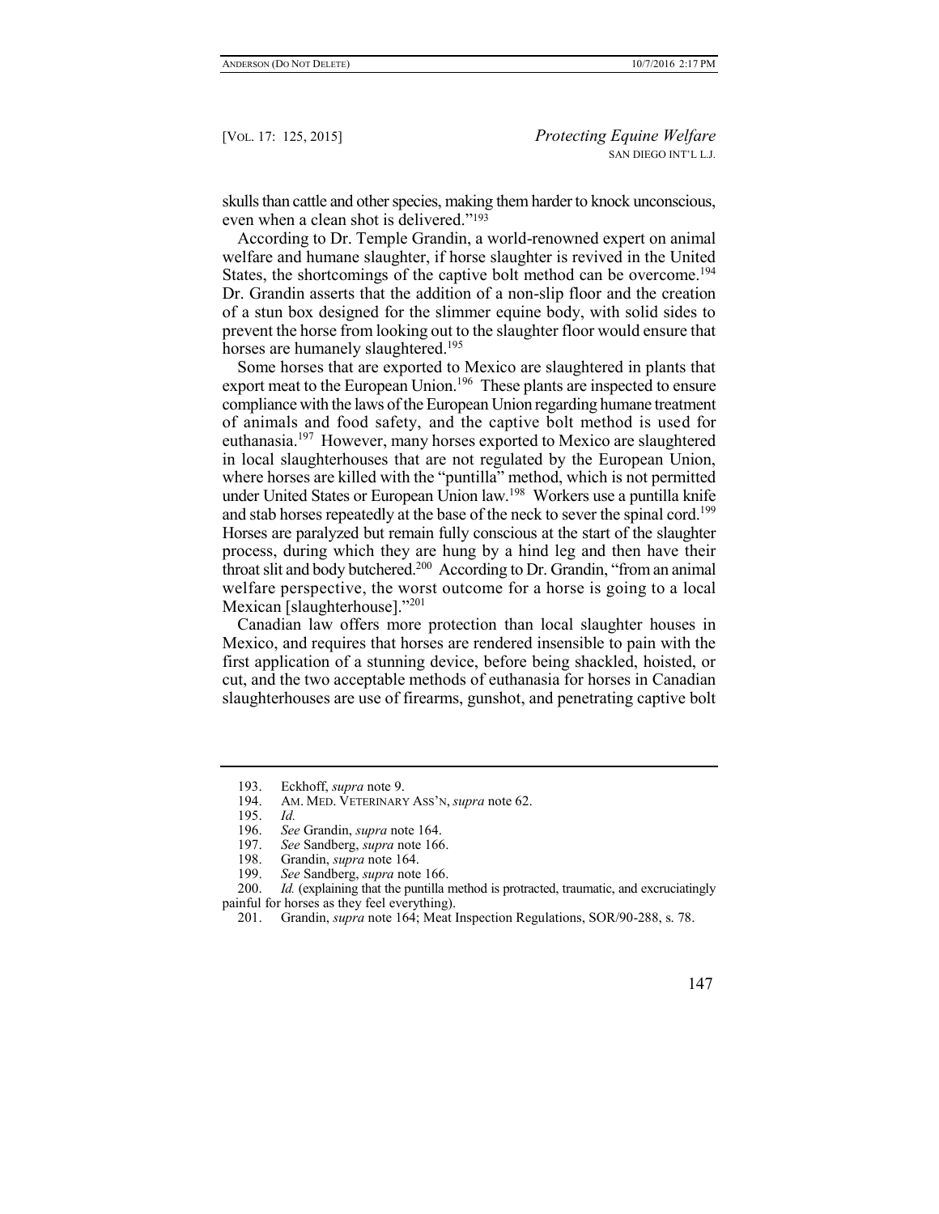skulls than cattle and other species, making them harder to knock unconscious, even when a clean shot is delivered."[193]

According to Dr. Temple Grandin, a world-renowned expert on animal welfare and humane slaughter, if horse slaughter is revived in the United States, the shortcomings of the captive bolt method can be overcome.[194] Dr. Grandin asserts that the addition of a non-slip floor and the creation of a stun box designed for the slimmer equine body, with solid sides to prevent the horse from looking out to the slaughter floor would ensure that horses are humanely slaughtered.[195]

Some horses that are exported to Mexico are slaughtered in plants that export meat to the European Union.[196] These plants are inspected to ensure compliance with the laws of the European Union regarding humane treatment of animals and food safety, and the captive bolt method is used for euthanasia.[197] However, many horses exported to Mexico are slaughtered in local slaughterhouses that are not regulated by the European Union, where horses are killed with the "puntilla" method, which is not permitted under United States or European Union law.[198] Workers use a puntilla knife and stab horses repeatedly at the base of the neck to sever the spinal cord.[199] Horses are paralyzed but remain fully conscious at the start of the slaughter process, during which they are hung by a hind leg and then have their throat slit and body butchered.[200] According to Dr. Grandin, "from an animal welfare perspective, the worst outcome for a horse is going to a local Mexican [slaughterhouse]."[201]

Canadian law offers more protection than local slaughter houses in Mexico, and requires that horses are rendered insensible to pain with the first application of a stunning device, before being shackled, hoisted, or cut, and the two acceptable methods of euthanasia for horses in Canadian slaughterhouses are use of firearms, gunshot, and penetrating captive bolt

---

193. Eckhoff, *supra* note 9.

194. AM. MED. VETERINARY ASS'N, *supra* note 62.

195. *Id.*

196. *See* Grandin, *supra* note 164.

197. *See* Sandberg, *supra* note 166.

198. Grandin, *supra* note 164.

199. *See* Sandberg, *supra* note 166.

200. *Id.* (explaining that the puntilla method is protracted, traumatic, and excruciatingly painful for horses as they feel everything).

201. Grandin, *supra* note 164; Meat Inspection Regulations, SOR/90-288, s. 78.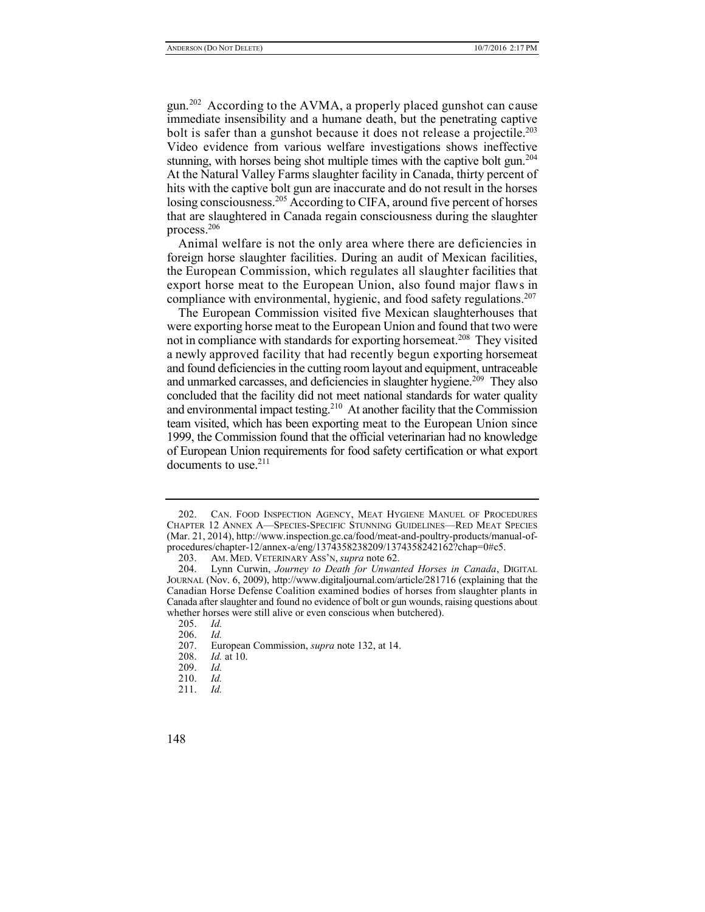gun.[202] According to the AVMA, a properly placed gunshot can cause immediate insensibility and a humane death, but the penetrating captive bolt is safer than a gunshot because it does not release a projectile.[203] Video evidence from various welfare investigations shows ineffective stunning, with horses being shot multiple times with the captive bolt gun.[204] At the Natural Valley Farms slaughter facility in Canada, thirty percent of hits with the captive bolt gun are inaccurate and do not result in the horses losing consciousness.[205] According to CIFA, around five percent of horses that are slaughtered in Canada regain consciousness during the slaughter process.[206]

Animal welfare is not the only area where there are deficiencies in foreign horse slaughter facilities. During an audit of Mexican facilities, the European Commission, which regulates all slaughter facilities that export horse meat to the European Union, also found major flaws in compliance with environmental, hygienic, and food safety regulations.[207]

The European Commission visited five Mexican slaughterhouses that were exporting horse meat to the European Union and found that two were not in compliance with standards for exporting horsemeat.[208] They visited a newly approved facility that had recently begun exporting horsemeat and found deficiencies in the cutting room layout and equipment, untraceable and unmarked carcasses, and deficiencies in slaughter hygiene.[209] They also concluded that the facility did not meet national standards for water quality and environmental impact testing.[210] At another facility that the Commission team visited, which has been exporting meat to the European Union since 1999, the Commission found that the official veterinarian had no knowledge of European Union requirements for food safety certification or what export documents to use.[211]

---

202. CAN. FOOD INSPECTION AGENCY, MEAT HYGIENE MANUEL OF PROCEDURES CHAPTER 12 ANNEX A—SPECIES-SPECIFIC STUNNING GUIDELINES—RED MEAT SPECIES (Mar. 21, 2014), http://www.inspection.gc.ca/food/meat-and-poultry-products/manual-of-procedures/chapter-12/annex-a/eng/1374358238209/1374358242162?chap=0#c5.

203. AM. MED. VETERINARY ASS'N, *supra* note 62.

204. Lynn Curwin, *Journey to Death for Unwanted Horses in Canada*, DIGITAL JOURNAL (Nov. 6, 2009), http://www.digitaljournal.com/article/281716 (explaining that the Canadian Horse Defense Coalition examined bodies of horses from slaughter plants in Canada after slaughter and found no evidence of bolt or gun wounds, raising questions about whether horses were still alive or even conscious when butchered).

205. *Id.*

206. *Id.*

207. European Commission, *supra* note 132, at 14.

208. *Id.* at 10.

209. *Id.*

210. *Id.*

211. *Id.*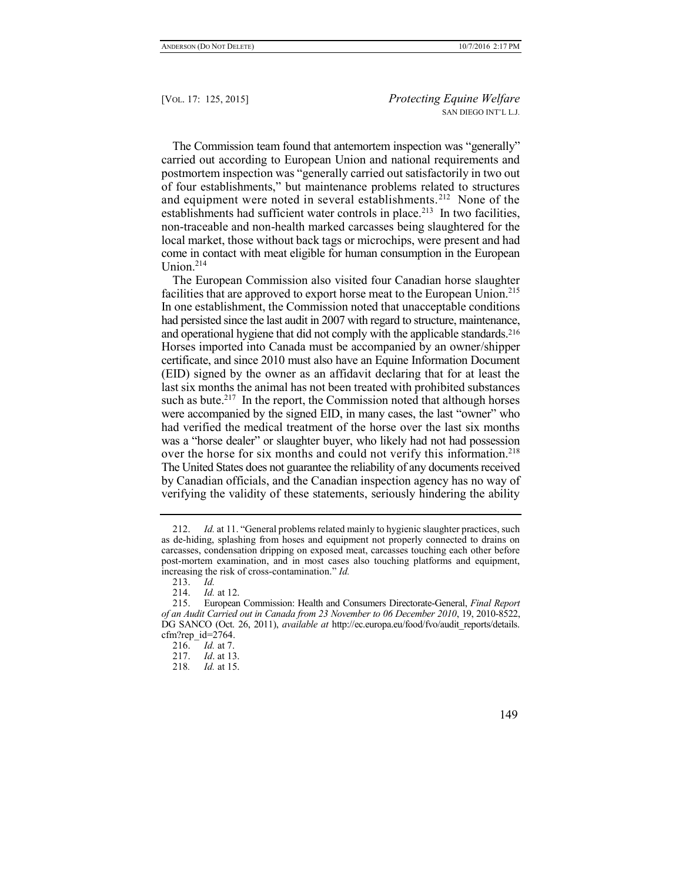The Commission team found that antemortem inspection was "generally" carried out according to European Union and national requirements and postmortem inspection was "generally carried out satisfactorily in two out of four establishments," but maintenance problems related to structures and equipment were noted in several establishments.[212] None of the establishments had sufficient water controls in place.[213] In two facilities, non-traceable and non-health marked carcasses being slaughtered for the local market, those without back tags or microchips, were present and had come in contact with meat eligible for human consumption in the European Union.[214]

The European Commission also visited four Canadian horse slaughter facilities that are approved to export horse meat to the European Union.[215] In one establishment, the Commission noted that unacceptable conditions had persisted since the last audit in 2007 with regard to structure, maintenance, and operational hygiene that did not comply with the applicable standards.[216] Horses imported into Canada must be accompanied by an owner/shipper certificate, and since 2010 must also have an Equine Information Document (EID) signed by the owner as an affidavit declaring that for at least the last six months the animal has not been treated with prohibited substances such as bute.[217] In the report, the Commission noted that although horses were accompanied by the signed EID, in many cases, the last "owner" who had verified the medical treatment of the horse over the last six months was a "horse dealer" or slaughter buyer, who likely had not had possession over the horse for six months and could not verify this information.[218] The United States does not guarantee the reliability of any documents received by Canadian officials, and the Canadian inspection agency has no way of verifying the validity of these statements, seriously hindering the ability

---

212. *Id.* at 11. "General problems related mainly to hygienic slaughter practices, such as de-hiding, splashing from hoses and equipment not properly connected to drains on carcasses, condensation dripping on exposed meat, carcasses touching each other before post-mortem examination, and in most cases also touching platforms and equipment, increasing the risk of cross-contamination." *Id.*

213. *Id.*

214. *Id.* at 12.

215. European Commission: Health and Consumers Directorate-General, *Final Report of an Audit Carried out in Canada from 23 November to 06 December 2010*, 19, 2010-8522, DG SANCO (Oct. 26, 2011), *available at* http://ec.europa.eu/food/fvo/audit_reports/details.cfm?rep_id=2764.

216. *Id.* at 7.

217. *Id*. at 13.

218. *Id.* at 15.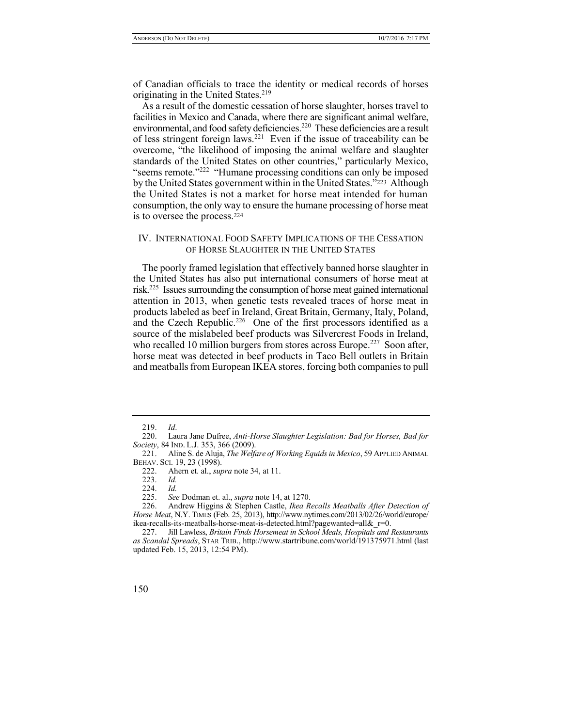of Canadian officials to trace the identity or medical records of horses originating in the United States.[219]

As a result of the domestic cessation of horse slaughter, horses travel to facilities in Mexico and Canada, where there are significant animal welfare, environmental, and food safety deficiencies.[220] These deficiencies are a result of less stringent foreign laws.[221] Even if the issue of traceability can be overcome, "the likelihood of imposing the animal welfare and slaughter standards of the United States on other countries," particularly Mexico, "seems remote."[222] "Humane processing conditions can only be imposed by the United States government within in the United States."[223] Although the United States is not a market for horse meat intended for human consumption, the only way to ensure the humane processing of horse meat is to oversee the process.[224]

## IV. International Food Safety Implications of the Cessation of Horse Slaughter in the United States

The poorly framed legislation that effectively banned horse slaughter in the United States has also put international consumers of horse meat at risk.[225] Issues surrounding the consumption of horse meat gained international attention in 2013, when genetic tests revealed traces of horse meat in products labeled as beef in Ireland, Great Britain, Germany, Italy, Poland, and the Czech Republic.[226] One of the first processors identified as a source of the mislabeled beef products was Silvercrest Foods in Ireland, who recalled 10 million burgers from stores across Europe.[227] Soon after, horse meat was detected in beef products in Taco Bell outlets in Britain and meatballs from European IKEA stores, forcing both companies to pull

---

219. *Id*.

220. Laura Jane Dufree, *Anti-Horse Slaughter Legislation: Bad for Horses, Bad for Society*, 84 IND. L.J. 353, 366 (2009).

221. Aline S. de Aluja, *The Welfare of Working Equids in Mexico*, 59 APPLIED ANIMAL BEHAV. SCI. 19, 23 (1998).

222. Ahern et. al., *supra* note 34, at 11.

223. *Id.*

224. *Id.*

225. *See* Dodman et. al., *supra* note 14, at 1270.

226. Andrew Higgins & Stephen Castle, *Ikea Recalls Meatballs After Detection of Horse Meat*, N.Y. TIMES (Feb. 25, 2013), http://www.nytimes.com/2013/02/26/world/europe/ikea-recalls-its-meatballs-horse-meat-is-detected.html?pagewanted=all&_r=0.

227. Jill Lawless, *Britain Finds Horsemeat in School Meals, Hospitals and Restaurants as Scandal Spreads*, STAR TRIB., http://www.startribune.com/world/191375971.html (last updated Feb. 15, 2013, 12:54 PM).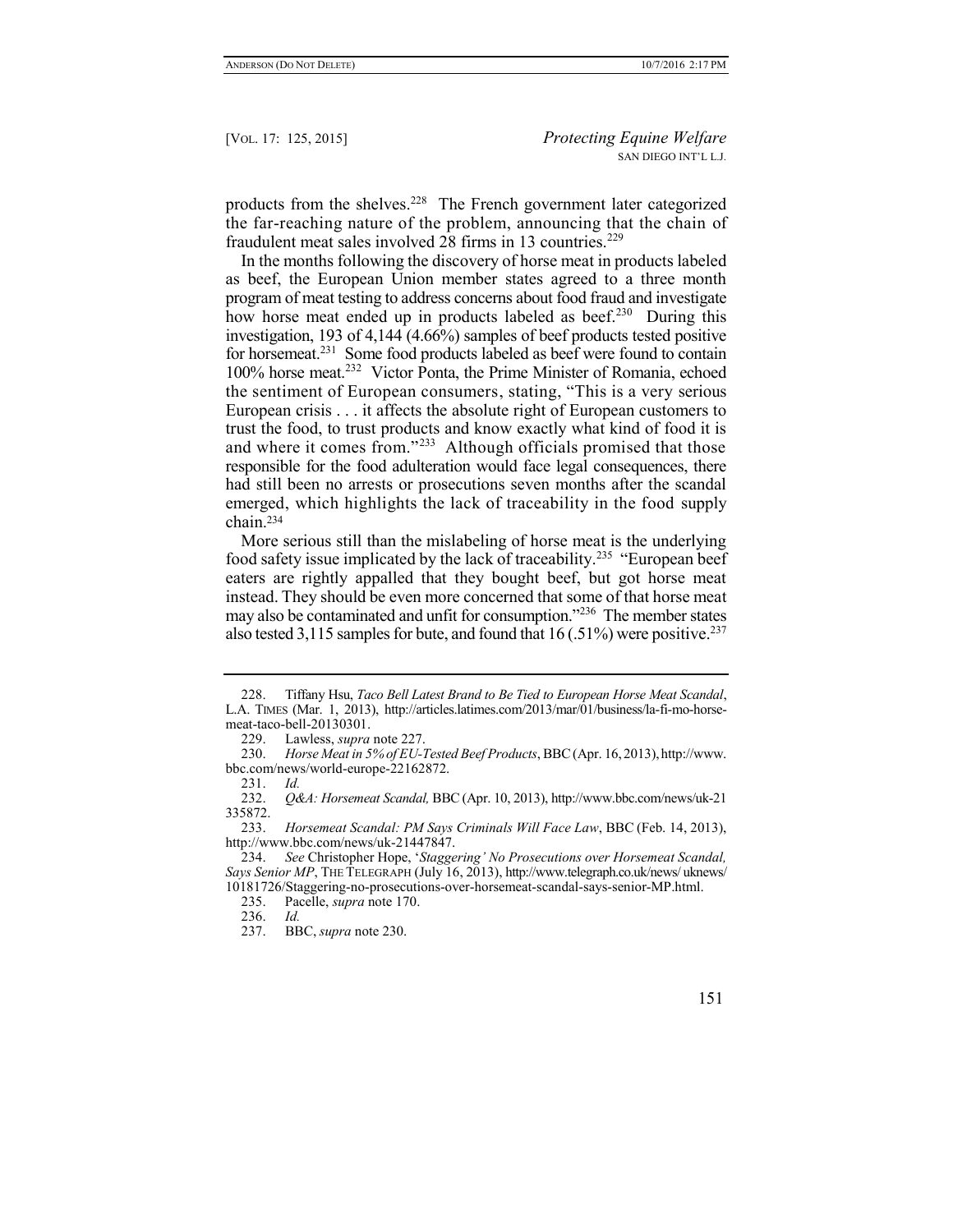products from the shelves.[228] The French government later categorized the far-reaching nature of the problem, announcing that the chain of fraudulent meat sales involved 28 firms in 13 countries.[229]

In the months following the discovery of horse meat in products labeled as beef, the European Union member states agreed to a three month program of meat testing to address concerns about food fraud and investigate how horse meat ended up in products labeled as beef.[230] During this investigation, 193 of 4,144 (4.66%) samples of beef products tested positive for horsemeat.[231] Some food products labeled as beef were found to contain 100% horse meat.[232] Victor Ponta, the Prime Minister of Romania, echoed the sentiment of European consumers, stating, "This is a very serious European crisis . . . it affects the absolute right of European customers to trust the food, to trust products and know exactly what kind of food it is and where it comes from."[233] Although officials promised that those responsible for the food adulteration would face legal consequences, there had still been no arrests or prosecutions seven months after the scandal emerged, which highlights the lack of traceability in the food supply chain.[234]

More serious still than the mislabeling of horse meat is the underlying food safety issue implicated by the lack of traceability.[235] "European beef eaters are rightly appalled that they bought beef, but got horse meat instead. They should be even more concerned that some of that horse meat may also be contaminated and unfit for consumption."[236] The member states also tested 3,115 samples for bute, and found that 16 (.51%) were positive.[237]

---

228. Tiffany Hsu, *Taco Bell Latest Brand to Be Tied to European Horse Meat Scandal*, L.A. TIMES (Mar. 1, 2013), http://articles.latimes.com/2013/mar/01/business/la-fi-mo-horse-meat-taco-bell-20130301.

229. Lawless, *supra* note 227.

230. *Horse Meat in 5% of EU-Tested Beef Products*, BBC (Apr. 16, 2013), http://www.bbc.com/news/world-europe-22162872.

231. *Id.*

232. *Q&A: Horsemeat Scandal,* BBC (Apr. 10, 2013), http://www.bbc.com/news/uk-21335872.

233. *Horsemeat Scandal: PM Says Criminals Will Face Law*, BBC (Feb. 14, 2013), http://www.bbc.com/news/uk-21447847.

234. *See* Christopher Hope, '*Staggering' No Prosecutions over Horsemeat Scandal, Says Senior MP*, THE TELEGRAPH (July 16, 2013), http://www.telegraph.co.uk/news/ uknews/10181726/Staggering-no-prosecutions-over-horsemeat-scandal-says-senior-MP.html.

235. Pacelle, *supra* note 170.

236. *Id.*

237. BBC, *supra* note 230.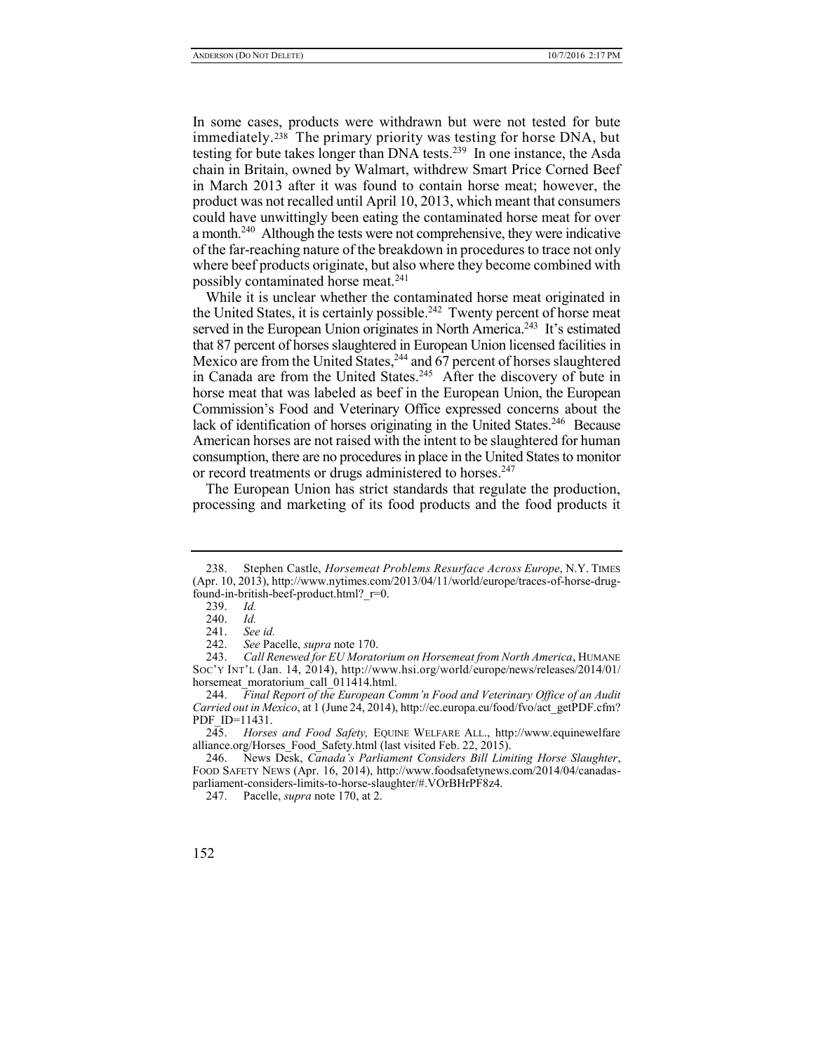In some cases, products were withdrawn but were not tested for bute immediately.[238] The primary priority was testing for horse DNA, but testing for bute takes longer than DNA tests.[239] In one instance, the Asda chain in Britain, owned by Walmart, withdrew Smart Price Corned Beef in March 2013 after it was found to contain horse meat; however, the product was not recalled until April 10, 2013, which meant that consumers could have unwittingly been eating the contaminated horse meat for over a month.[240] Although the tests were not comprehensive, they were indicative of the far-reaching nature of the breakdown in procedures to trace not only where beef products originate, but also where they become combined with possibly contaminated horse meat.[241]

While it is unclear whether the contaminated horse meat originated in the United States, it is certainly possible.[242] Twenty percent of horse meat served in the European Union originates in North America.[243] It's estimated that 87 percent of horses slaughtered in European Union licensed facilities in Mexico are from the United States,[244] and 67 percent of horses slaughtered in Canada are from the United States.[245] After the discovery of bute in horse meat that was labeled as beef in the European Union, the European Commission's Food and Veterinary Office expressed concerns about the lack of identification of horses originating in the United States.[246] Because American horses are not raised with the intent to be slaughtered for human consumption, there are no procedures in place in the United States to monitor or record treatments or drugs administered to horses.[247]

The European Union has strict standards that regulate the production, processing and marketing of its food products and the food products it

---

238. Stephen Castle, *Horsemeat Problems Resurface Across Europe*, N.Y. TIMES (Apr. 10, 2013), http://www.nytimes.com/2013/04/11/world/europe/traces-of-horse-drug-found-in-british-beef-product.html?_r=0.

239. *Id.*

240. *Id.*

241. *See id.*

242. *See* Pacelle, *supra* note 170.

243. *Call Renewed for EU Moratorium on Horsemeat from North America*, HUMANE SOC'Y INT'L (Jan. 14, 2014), http://www.hsi.org/world/europe/news/releases/2014/01/horsemeat_moratorium_call_011414.html.

244. *Final Report of the European Comm'n Food and Veterinary Office of an Audit Carried out in Mexico*, at 1 (June 24, 2014), http://ec.europa.eu/food/fvo/act_getPDF.cfm?PDF_ID=11431.

245. *Horses and Food Safety,* EQUINE WELFARE ALL., http://www.equinewelfarealliance.org/Horses_Food_Safety.html (last visited Feb. 22, 2015).

246. News Desk, *Canada's Parliament Considers Bill Limiting Horse Slaughter*, FOOD SAFETY NEWS (Apr. 16, 2014), http://www.foodsafetynews.com/2014/04/canadas-parliament-considers-limits-to-horse-slaughter/#.VOrBHrPF8z4.

247. Pacelle, *supra* note 170, at 2.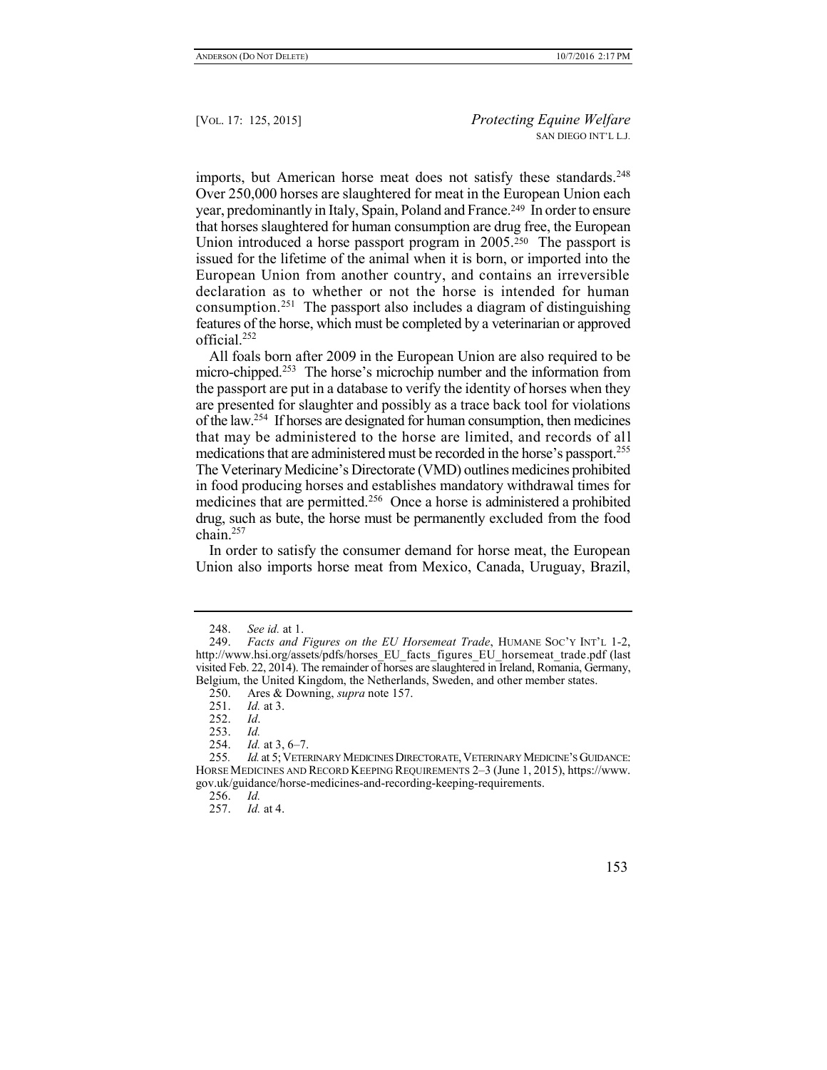imports, but American horse meat does not satisfy these standards.[248] Over 250,000 horses are slaughtered for meat in the European Union each year, predominantly in Italy, Spain, Poland and France.[249] In order to ensure that horses slaughtered for human consumption are drug free, the European Union introduced a horse passport program in 2005.[250] The passport is issued for the lifetime of the animal when it is born, or imported into the European Union from another country, and contains an irreversible declaration as to whether or not the horse is intended for human consumption.[251] The passport also includes a diagram of distinguishing features of the horse, which must be completed by a veterinarian or approved official.[252]

All foals born after 2009 in the European Union are also required to be micro-chipped.[253] The horse's microchip number and the information from the passport are put in a database to verify the identity of horses when they are presented for slaughter and possibly as a trace back tool for violations of the law.[254] If horses are designated for human consumption, then medicines that may be administered to the horse are limited, and records of all medications that are administered must be recorded in the horse's passport.[255] The Veterinary Medicine's Directorate (VMD) outlines medicines prohibited in food producing horses and establishes mandatory withdrawal times for medicines that are permitted.[256] Once a horse is administered a prohibited drug, such as bute, the horse must be permanently excluded from the food chain.[257]

In order to satisfy the consumer demand for horse meat, the European Union also imports horse meat from Mexico, Canada, Uruguay, Brazil,

---

248. *See id.* at 1.

249. *Facts and Figures on the EU Horsemeat Trade*, HUMANE SOC'Y INT'L 1-2, http://www.hsi.org/assets/pdfs/horses_EU_facts_figures_EU_horsemeat_trade.pdf (last visited Feb. 22, 2014). The remainder of horses are slaughtered in Ireland, Romania, Germany, Belgium, the United Kingdom, the Netherlands, Sweden, and other member states.

250. Ares & Downing, *supra* note 157.

251. *Id.* at 3.

252. *Id*.

253. *Id.*

254. *Id.* at 3, 6–7.

255. *Id.* at 5; VETERINARY MEDICINES DIRECTORATE, VETERINARY MEDICINE'S GUIDANCE: HORSE MEDICINES AND RECORD KEEPING REQUIREMENTS 2–3 (June 1, 2015), https://www.gov.uk/guidance/horse-medicines-and-recording-keeping-requirements.

256. *Id.*

257. *Id.* at 4.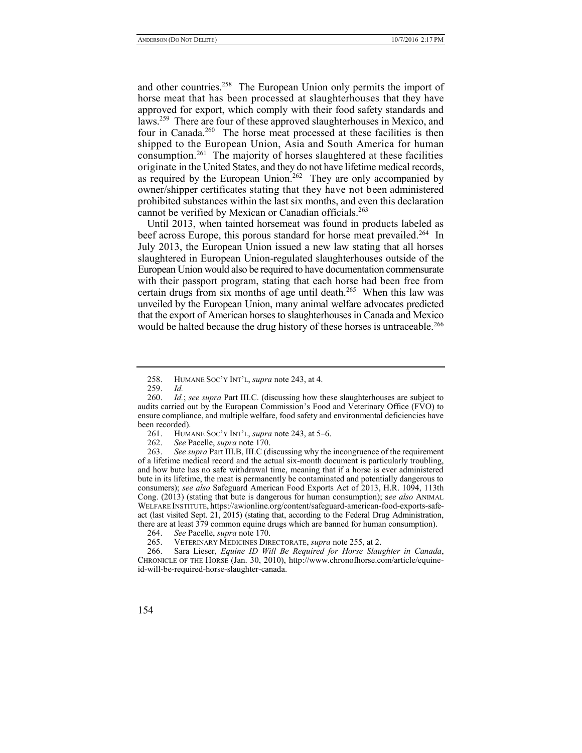and other countries.[258] The European Union only permits the import of horse meat that has been processed at slaughterhouses that they have approved for export, which comply with their food safety standards and laws.[259] There are four of these approved slaughterhouses in Mexico, and four in Canada.[260] The horse meat processed at these facilities is then shipped to the European Union, Asia and South America for human consumption.[261] The majority of horses slaughtered at these facilities originate in the United States, and they do not have lifetime medical records, as required by the European Union.[262] They are only accompanied by owner/shipper certificates stating that they have not been administered prohibited substances within the last six months, and even this declaration cannot be verified by Mexican or Canadian officials.[263]

Until 2013, when tainted horsemeat was found in products labeled as beef across Europe, this porous standard for horse meat prevailed.[264] In July 2013, the European Union issued a new law stating that all horses slaughtered in European Union-regulated slaughterhouses outside of the European Union would also be required to have documentation commensurate with their passport program, stating that each horse had been free from certain drugs from six months of age until death.[265] When this law was unveiled by the European Union, many animal welfare advocates predicted that the export of American horses to slaughterhouses in Canada and Mexico would be halted because the drug history of these horses is untraceable.[266]

---

258. HUMANE SOC'Y INT'L, *supra* note 243, at 4.

259. *Id.*

260. *Id.*; *see supra* Part III.C. (discussing how these slaughterhouses are subject to audits carried out by the European Commission's Food and Veterinary Office (FVO) to ensure compliance, and multiple welfare, food safety and environmental deficiencies have been recorded).

261. HUMANE SOC'Y INT'L, *supra* note 243, at 5–6.

262. *See* Pacelle, *supra* note 170.

263. *See supra* Part III.B, III.C (discussing why the incongruence of the requirement of a lifetime medical record and the actual six-month document is particularly troubling, and how bute has no safe withdrawal time, meaning that if a horse is ever administered bute in its lifetime, the meat is permanently be contaminated and potentially dangerous to consumers); *see also* Safeguard American Food Exports Act of 2013, H.R. 1094, 113th Cong. (2013) (stating that bute is dangerous for human consumption); s*ee also* ANIMAL WELFARE INSTITUTE, https://awionline.org/content/safeguard-american-food-exports-safe-act (last visited Sept. 21, 2015) (stating that, according to the Federal Drug Administration, there are at least 379 common equine drugs which are banned for human consumption).

264. *See* Pacelle, *supra* note 170.

265. VETERINARY MEDICINES DIRECTORATE, *supra* note 255, at 2.

266. Sara Lieser, *Equine ID Will Be Required for Horse Slaughter in Canada*, CHRONICLE OF THE HORSE (Jan. 30, 2010), http://www.chronofhorse.com/article/equine-id-will-be-required-horse-slaughter-canada.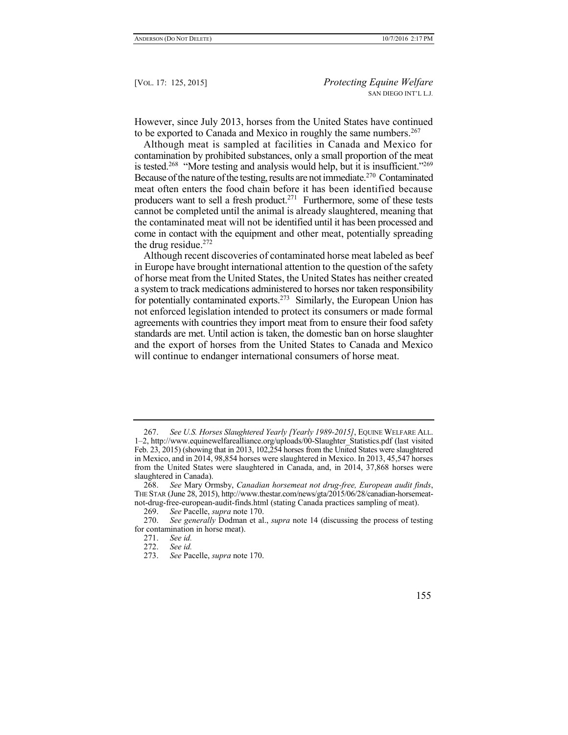However, since July 2013, horses from the United States have continued to be exported to Canada and Mexico in roughly the same numbers.[267]

Although meat is sampled at facilities in Canada and Mexico for contamination by prohibited substances, only a small proportion of the meat is tested.[268] "More testing and analysis would help, but it is insufficient."[269] Because of the nature of the testing, results are not immediate.[270] Contaminated meat often enters the food chain before it has been identified because producers want to sell a fresh product.[271] Furthermore, some of these tests cannot be completed until the animal is already slaughtered, meaning that the contaminated meat will not be identified until it has been processed and come in contact with the equipment and other meat, potentially spreading the drug residue.[272]

Although recent discoveries of contaminated horse meat labeled as beef in Europe have brought international attention to the question of the safety of horse meat from the United States, the United States has neither created a system to track medications administered to horses nor taken responsibility for potentially contaminated exports.[273] Similarly, the European Union has not enforced legislation intended to protect its consumers or made formal agreements with countries they import meat from to ensure their food safety standards are met. Until action is taken, the domestic ban on horse slaughter and the export of horses from the United States to Canada and Mexico will continue to endanger international consumers of horse meat.

---

267. *See U.S. Horses Slaughtered Yearly [Yearly 1989-2015]*, EQUINE WELFARE ALL. 1–2, http://www.equinewelfarealliance.org/uploads/00-Slaughter_Statistics.pdf (last visited Feb. 23, 2015) (showing that in 2013, 102,254 horses from the United States were slaughtered in Mexico, and in 2014, 98,854 horses were slaughtered in Mexico. In 2013, 45,547 horses from the United States were slaughtered in Canada, and, in 2014, 37,868 horses were slaughtered in Canada).

268. *See* Mary Ormsby, *Canadian horsemeat not drug-free, European audit finds*, THE STAR (June 28, 2015), http://www.thestar.com/news/gta/2015/06/28/canadian-horsemeat-not-drug-free-european-audit-finds.html (stating Canada practices sampling of meat).

269. *See* Pacelle, *supra* note 170.

270. *See generally* Dodman et al., *supra* note 14 (discussing the process of testing for contamination in horse meat).

271. *See id.*

272. *See id.*

273. *See* Pacelle, *supra* note 170.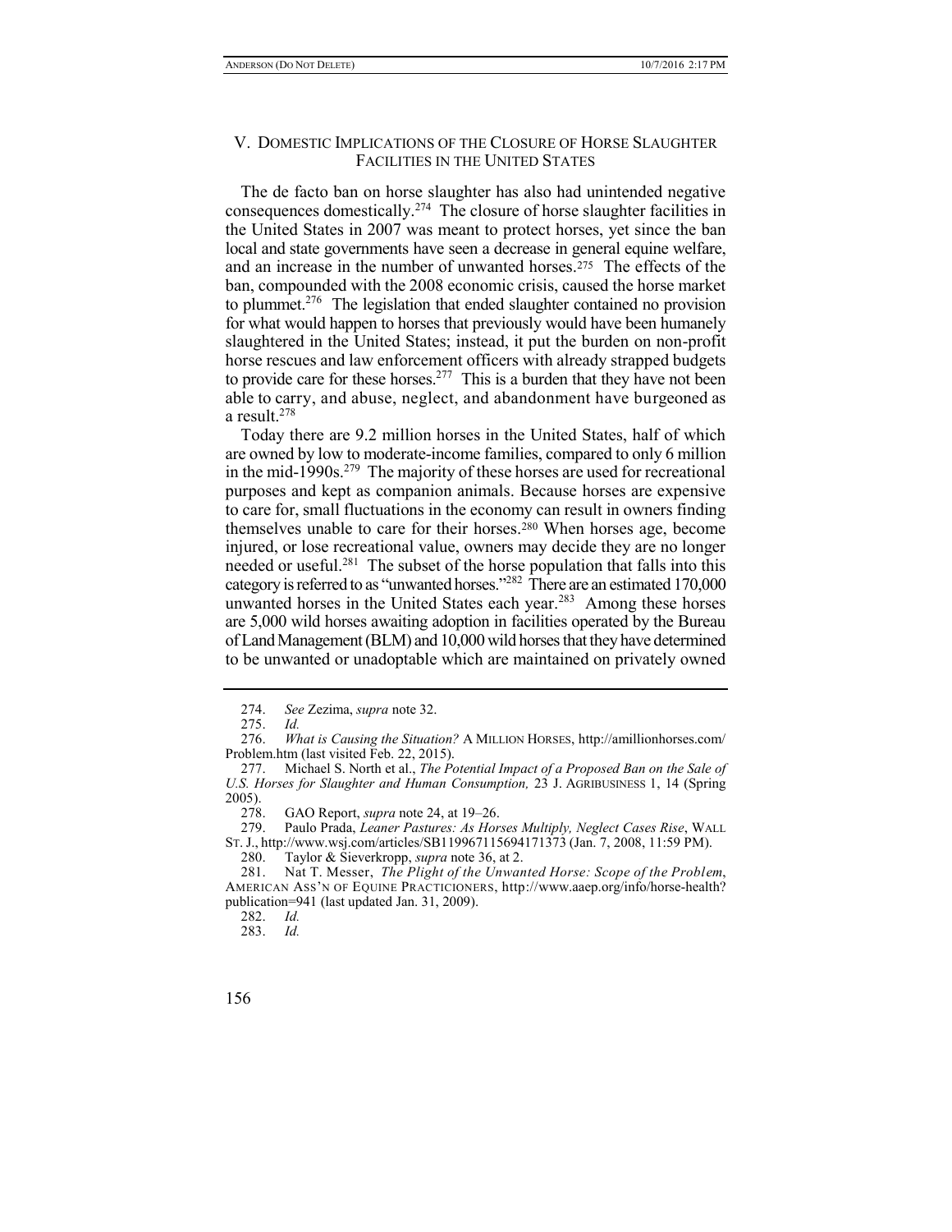## V. Domestic Implications of the Closure of Horse Slaughter Facilities in the United States

The de facto ban on horse slaughter has also had unintended negative consequences domestically.[274] The closure of horse slaughter facilities in the United States in 2007 was meant to protect horses, yet since the ban local and state governments have seen a decrease in general equine welfare, and an increase in the number of unwanted horses.[275] The effects of the ban, compounded with the 2008 economic crisis, caused the horse market to plummet.[276] The legislation that ended slaughter contained no provision for what would happen to horses that previously would have been humanely slaughtered in the United States; instead, it put the burden on non-profit horse rescues and law enforcement officers with already strapped budgets to provide care for these horses.[277] This is a burden that they have not been able to carry, and abuse, neglect, and abandonment have burgeoned as a result.[278]

Today there are 9.2 million horses in the United States, half of which are owned by low to moderate-income families, compared to only 6 million in the mid-1990s.[279] The majority of these horses are used for recreational purposes and kept as companion animals. Because horses are expensive to care for, small fluctuations in the economy can result in owners finding themselves unable to care for their horses.[280] When horses age, become injured, or lose recreational value, owners may decide they are no longer needed or useful.[281] The subset of the horse population that falls into this category is referred to as "unwanted horses."[282] There are an estimated 170,000 unwanted horses in the United States each year.[283] Among these horses are 5,000 wild horses awaiting adoption in facilities operated by the Bureau of Land Management (BLM) and 10,000 wild horses that they have determined to be unwanted or unadoptable which are maintained on privately owned

---

274. *See* Zezima, *supra* note 32.

275. *Id.*

276. *What is Causing the Situation?* A MILLION HORSES, http://amillionhorses.com/Problem.htm (last visited Feb. 22, 2015).

277. Michael S. North et al., *The Potential Impact of a Proposed Ban on the Sale of U.S. Horses for Slaughter and Human Consumption,* 23 J. AGRIBUSINESS 1, 14 (Spring 2005).

278. GAO Report, *supra* note 24, at 19–26.

279. Paulo Prada, *Leaner Pastures: As Horses Multiply, Neglect Cases Rise*, WALL ST. J., http://www.wsj.com/articles/SB119967115694171373 (Jan. 7, 2008, 11:59 PM).

280. Taylor & Sieverkropp, *supra* note 36, at 2.

281. Nat T. Messer, *The Plight of the Unwanted Horse: Scope of the Problem*, AMERICAN ASS'N OF EQUINE PRACTICIONERS, http://www.aaep.org/info/horse-health?publication=941 (last updated Jan. 31, 2009).

282. *Id.*

283. *Id.*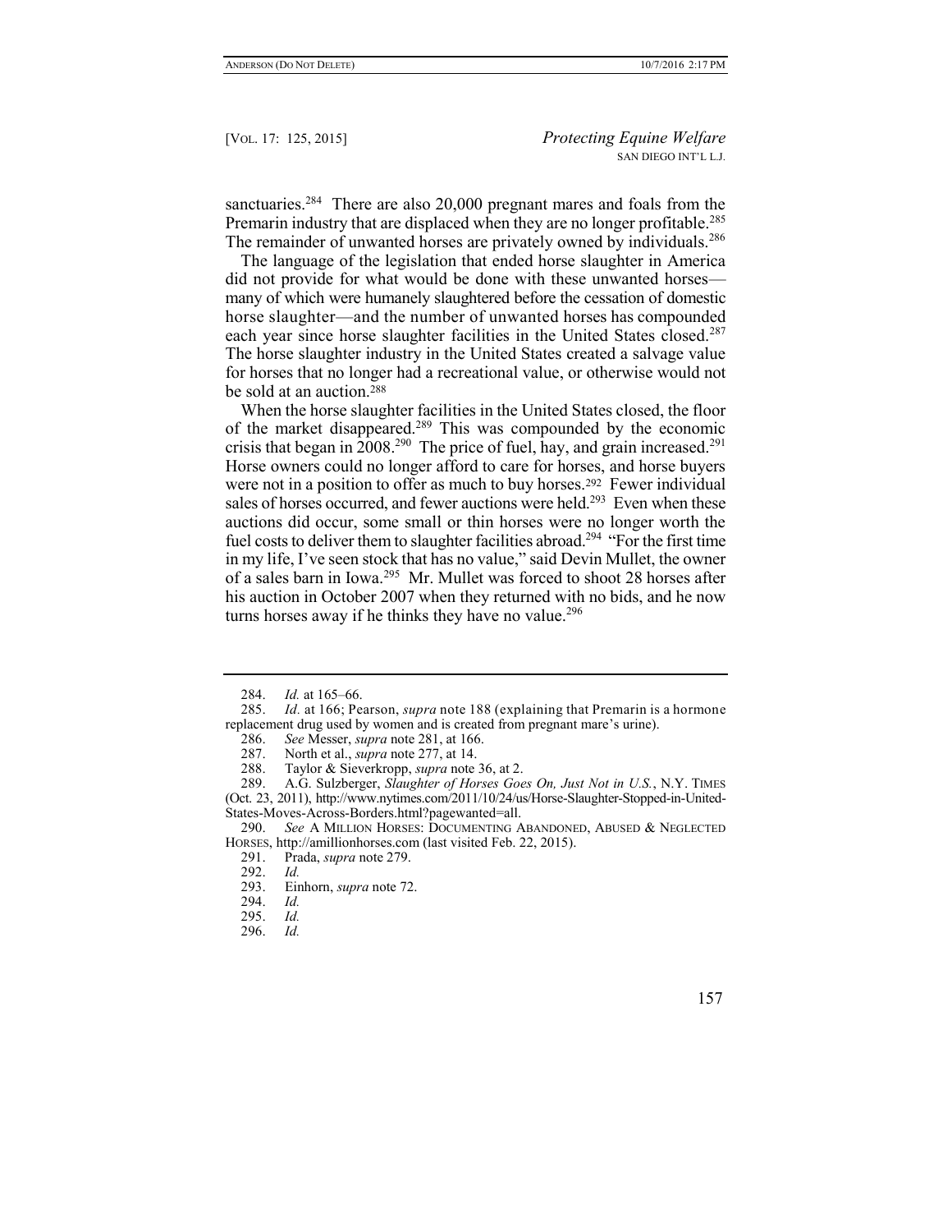sanctuaries.[284] There are also 20,000 pregnant mares and foals from the Premarin industry that are displaced when they are no longer profitable.[285] The remainder of unwanted horses are privately owned by individuals.[286]

The language of the legislation that ended horse slaughter in America did not provide for what would be done with these unwanted horses—many of which were humanely slaughtered before the cessation of domestic horse slaughter—and the number of unwanted horses has compounded each year since horse slaughter facilities in the United States closed.[287] The horse slaughter industry in the United States created a salvage value for horses that no longer had a recreational value, or otherwise would not be sold at an auction.[288]

When the horse slaughter facilities in the United States closed, the floor of the market disappeared.[289] This was compounded by the economic crisis that began in 2008.[290] The price of fuel, hay, and grain increased.[291] Horse owners could no longer afford to care for horses, and horse buyers were not in a position to offer as much to buy horses.[292] Fewer individual sales of horses occurred, and fewer auctions were held.[293] Even when these auctions did occur, some small or thin horses were no longer worth the fuel costs to deliver them to slaughter facilities abroad.[294] "For the first time in my life, I've seen stock that has no value," said Devin Mullet, the owner of a sales barn in Iowa.[295] Mr. Mullet was forced to shoot 28 horses after his auction in October 2007 when they returned with no bids, and he now turns horses away if he thinks they have no value.[296]

---

284. *Id.* at 165–66.

285. *Id.* at 166; Pearson, *supra* note 188 (explaining that Premarin is a hormone replacement drug used by women and is created from pregnant mare's urine).

286. *See* Messer, *supra* note 281, at 166.

287. North et al., *supra* note 277, at 14.

288. Taylor & Sieverkropp, *supra* note 36, at 2.

289. A.G. Sulzberger, *Slaughter of Horses Goes On, Just Not in U.S.*, N.Y. TIMES (Oct. 23, 2011), http://www.nytimes.com/2011/10/24/us/Horse-Slaughter-Stopped-in-United-States-Moves-Across-Borders.html?pagewanted=all.

290. *See* A MILLION HORSES: DOCUMENTING ABANDONED, ABUSED & NEGLECTED HORSES, http://amillionhorses.com (last visited Feb. 22, 2015).

291. Prada, *supra* note 279.

292. *Id.*

293. Einhorn, *supra* note 72.

294. *Id.*

295. *Id.*

296. *Id.*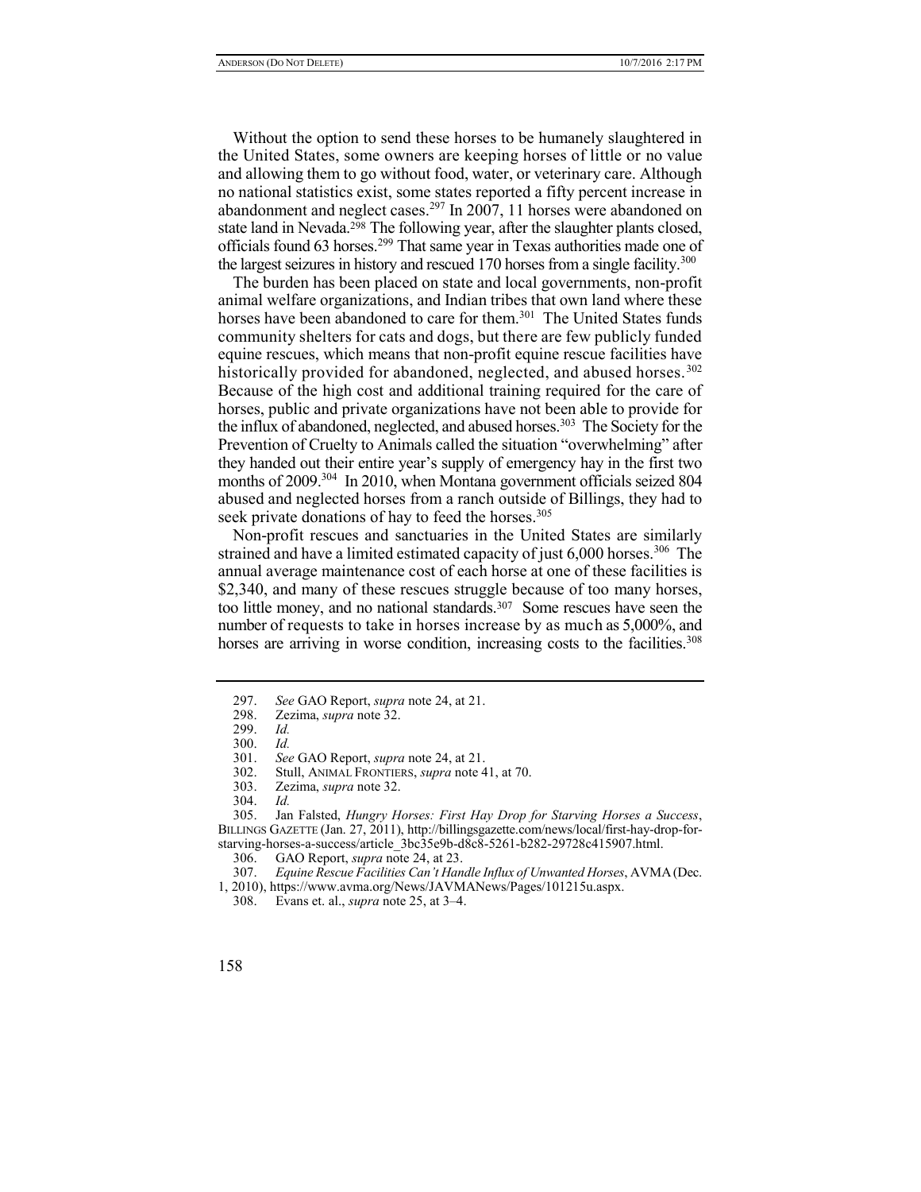Without the option to send these horses to be humanely slaughtered in the United States, some owners are keeping horses of little or no value and allowing them to go without food, water, or veterinary care. Although no national statistics exist, some states reported a fifty percent increase in abandonment and neglect cases.[297] In 2007, 11 horses were abandoned on state land in Nevada.[298] The following year, after the slaughter plants closed, officials found 63 horses.[299] That same year in Texas authorities made one of the largest seizures in history and rescued 170 horses from a single facility.[300]

The burden has been placed on state and local governments, non-profit animal welfare organizations, and Indian tribes that own land where these horses have been abandoned to care for them.[301] The United States funds community shelters for cats and dogs, but there are few publicly funded equine rescues, which means that non-profit equine rescue facilities have historically provided for abandoned, neglected, and abused horses.[302] Because of the high cost and additional training required for the care of horses, public and private organizations have not been able to provide for the influx of abandoned, neglected, and abused horses.[303] The Society for the Prevention of Cruelty to Animals called the situation "overwhelming" after they handed out their entire year's supply of emergency hay in the first two months of 2009.[304] In 2010, when Montana government officials seized 804 abused and neglected horses from a ranch outside of Billings, they had to seek private donations of hay to feed the horses.[305]

Non-profit rescues and sanctuaries in the United States are similarly strained and have a limited estimated capacity of just 6,000 horses.[306] The annual average maintenance cost of each horse at one of these facilities is $2,340, and many of these rescues struggle because of too many horses, too little money, and no national standards.[307] Some rescues have seen the number of requests to take in horses increase by as much as 5,000%, and horses are arriving in worse condition, increasing costs to the facilities.[308]

---

297. *See* GAO Report, *supra* note 24, at 21.
298. Zezima, *supra* note 32.
299. *Id.*
300. *Id.*
301. *See* GAO Report, *supra* note 24, at 21.
302. Stull, ANIMAL FRONTIERS, *supra* note 41, at 70.
303. Zezima, *supra* note 32.
304. *Id.*
305. Jan Falsted, *Hungry Horses: First Hay Drop for Starving Horses a Success*, BILLINGS GAZETTE (Jan. 27, 2011), http://billingsgazette.com/news/local/first-hay-drop-for-starving-horses-a-success/article_3bc35e9b-d8c8-5261-b282-29728c415907.html.
306. GAO Report, *supra* note 24, at 23.
307. *Equine Rescue Facilities Can't Handle Influx of Unwanted Horses*, AVMA (Dec. 1, 2010), https://www.avma.org/News/JAVMANews/Pages/101215u.aspx.
308. Evans et. al., *supra* note 25, at 3–4.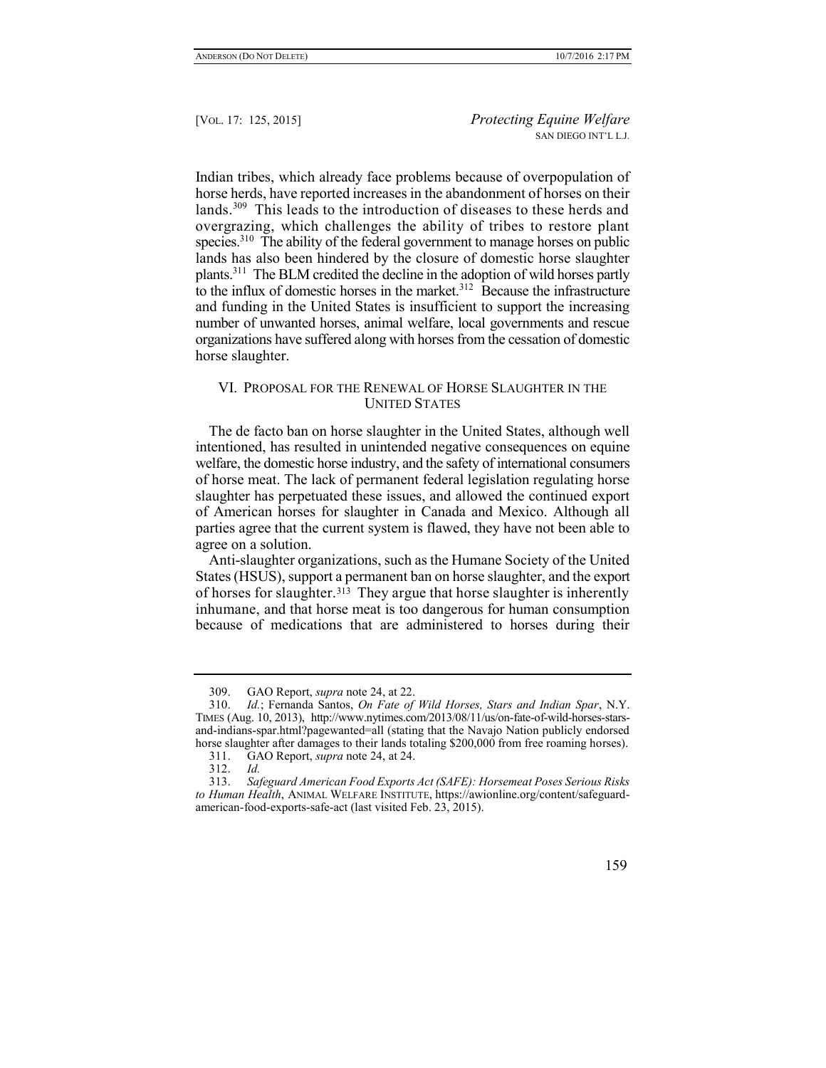Indian tribes, which already face problems because of overpopulation of horse herds, have reported increases in the abandonment of horses on their lands.[309] This leads to the introduction of diseases to these herds and overgrazing, which challenges the ability of tribes to restore plant species.[310] The ability of the federal government to manage horses on public lands has also been hindered by the closure of domestic horse slaughter plants.[311] The BLM credited the decline in the adoption of wild horses partly to the influx of domestic horses in the market.[312] Because the infrastructure and funding in the United States is insufficient to support the increasing number of unwanted horses, animal welfare, local governments and rescue organizations have suffered along with horses from the cessation of domestic horse slaughter.

## VI. Proposal for the Renewal of Horse Slaughter in the United States

The de facto ban on horse slaughter in the United States, although well intentioned, has resulted in unintended negative consequences on equine welfare, the domestic horse industry, and the safety of international consumers of horse meat. The lack of permanent federal legislation regulating horse slaughter has perpetuated these issues, and allowed the continued export of American horses for slaughter in Canada and Mexico. Although all parties agree that the current system is flawed, they have not been able to agree on a solution.

Anti-slaughter organizations, such as the Humane Society of the United States (HSUS), support a permanent ban on horse slaughter, and the export of horses for slaughter.[313] They argue that horse slaughter is inherently inhumane, and that horse meat is too dangerous for human consumption because of medications that are administered to horses during their

---

309. GAO Report, *supra* note 24, at 22.

310. *Id.*; Fernanda Santos, *On Fate of Wild Horses, Stars and Indian Spar*, N.Y. Times (Aug. 10, 2013), http://www.nytimes.com/2013/08/11/us/on-fate-of-wild-horses-stars-and-indians-spar.html?pagewanted=all (stating that the Navajo Nation publicly endorsed horse slaughter after damages to their lands totaling $200,000 from free roaming horses).

311. GAO Report, *supra* note 24, at 24.

312. *Id.*

313. *Safeguard American Food Exports Act (SAFE): Horsemeat Poses Serious Risks to Human Health*, Animal Welfare Institute, https://awionline.org/content/safeguard-american-food-exports-safe-act (last visited Feb. 23, 2015).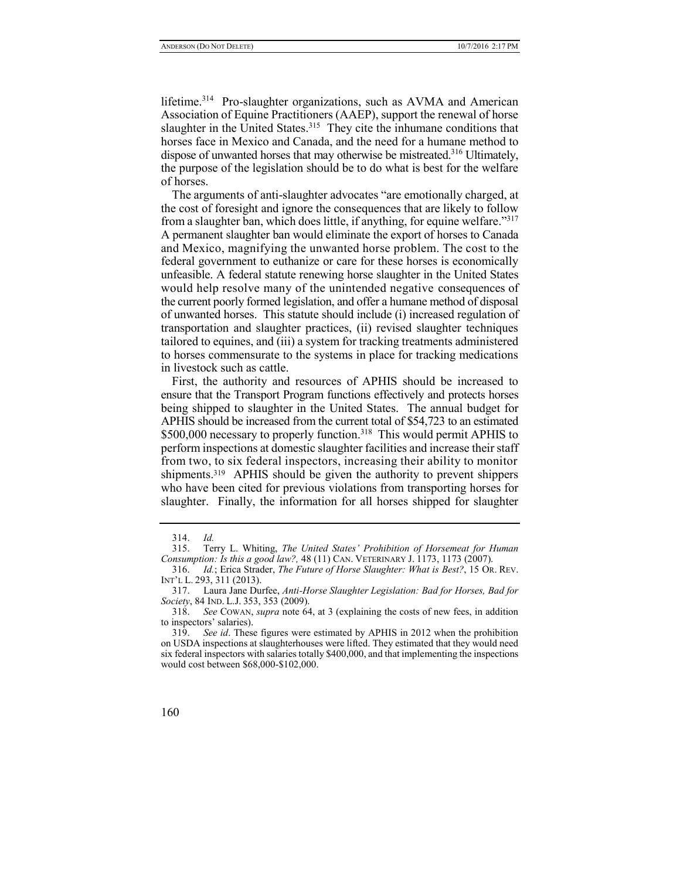lifetime.[314] Pro-slaughter organizations, such as AVMA and American Association of Equine Practitioners (AAEP), support the renewal of horse slaughter in the United States.[315] They cite the inhumane conditions that horses face in Mexico and Canada, and the need for a humane method to dispose of unwanted horses that may otherwise be mistreated.[316] Ultimately, the purpose of the legislation should be to do what is best for the welfare of horses.

The arguments of anti-slaughter advocates "are emotionally charged, at the cost of foresight and ignore the consequences that are likely to follow from a slaughter ban, which does little, if anything, for equine welfare."[317] A permanent slaughter ban would eliminate the export of horses to Canada and Mexico, magnifying the unwanted horse problem. The cost to the federal government to euthanize or care for these horses is economically unfeasible. A federal statute renewing horse slaughter in the United States would help resolve many of the unintended negative consequences of the current poorly formed legislation, and offer a humane method of disposal of unwanted horses. This statute should include (i) increased regulation of transportation and slaughter practices, (ii) revised slaughter techniques tailored to equines, and (iii) a system for tracking treatments administered to horses commensurate to the systems in place for tracking medications in livestock such as cattle.

First, the authority and resources of APHIS should be increased to ensure that the Transport Program functions effectively and protects horses being shipped to slaughter in the United States. The annual budget for APHIS should be increased from the current total of $54,723 to an estimated $500,000 necessary to properly function.[318] This would permit APHIS to perform inspections at domestic slaughter facilities and increase their staff from two, to six federal inspectors, increasing their ability to monitor shipments.[319] APHIS should be given the authority to prevent shippers who have been cited for previous violations from transporting horses for slaughter. Finally, the information for all horses shipped for slaughter

---

314. *Id.*

315. Terry L. Whiting, *The United States' Prohibition of Horsemeat for Human Consumption: Is this a good law?,* 48 (11) CAN. VETERINARY J. 1173, 1173 (2007).

316. *Id.*; Erica Strader, *The Future of Horse Slaughter: What is Best?*, 15 OR. REV. INT'L L. 293, 311 (2013).

317. Laura Jane Durfee, *Anti-Horse Slaughter Legislation: Bad for Horses, Bad for Society*, 84 IND. L.J. 353, 353 (2009).

318. *See* COWAN, *supra* note 64, at 3 (explaining the costs of new fees, in addition to inspectors' salaries).

319. *See id*. These figures were estimated by APHIS in 2012 when the prohibition on USDA inspections at slaughterhouses were lifted. They estimated that they would need six federal inspectors with salaries totally $400,000, and that implementing the inspections would cost between $68,000-$102,000.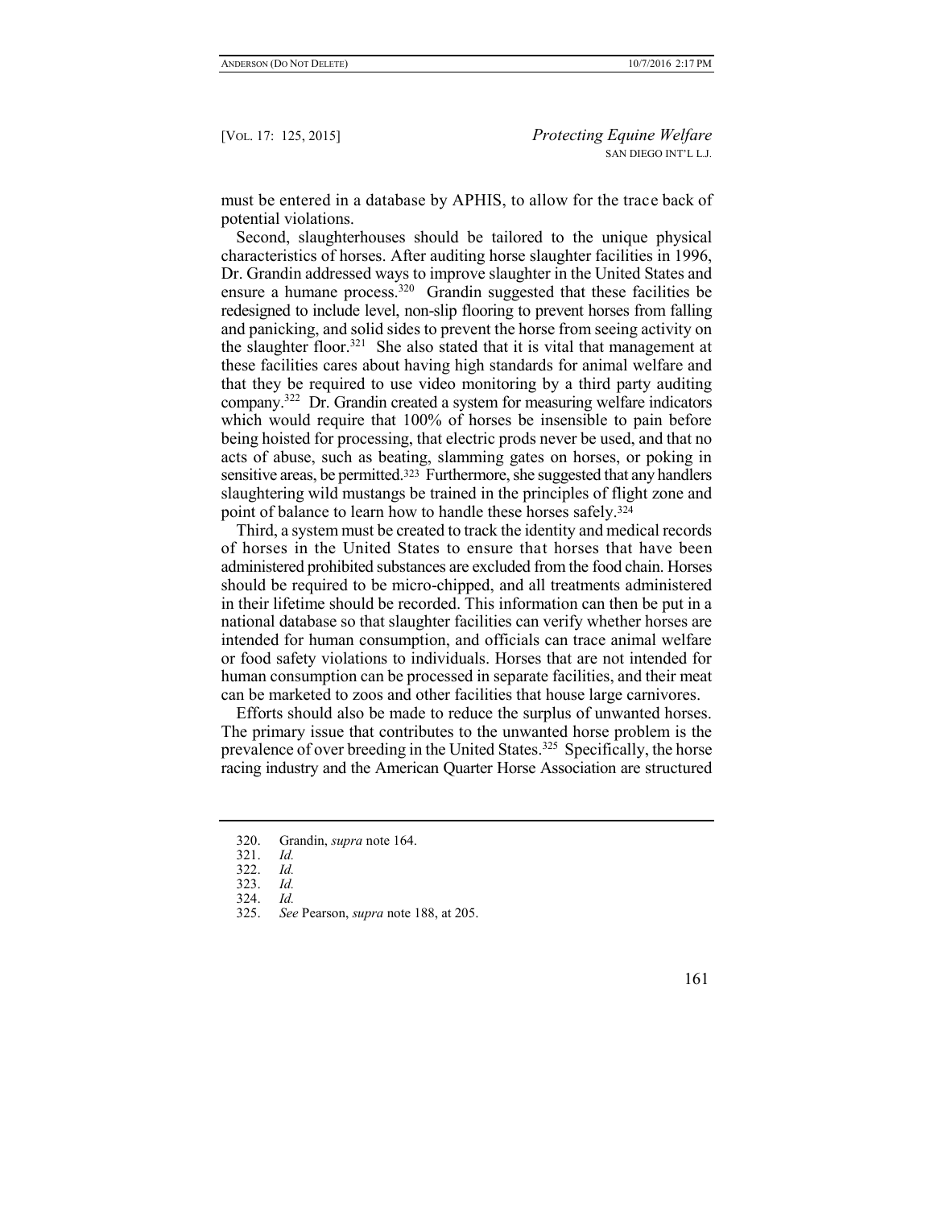must be entered in a database by APHIS, to allow for the trace back of potential violations.

Second, slaughterhouses should be tailored to the unique physical characteristics of horses. After auditing horse slaughter facilities in 1996, Dr. Grandin addressed ways to improve slaughter in the United States and ensure a humane process.[320] Grandin suggested that these facilities be redesigned to include level, non-slip flooring to prevent horses from falling and panicking, and solid sides to prevent the horse from seeing activity on the slaughter floor.[321] She also stated that it is vital that management at these facilities cares about having high standards for animal welfare and that they be required to use video monitoring by a third party auditing company.[322] Dr. Grandin created a system for measuring welfare indicators which would require that 100% of horses be insensible to pain before being hoisted for processing, that electric prods never be used, and that no acts of abuse, such as beating, slamming gates on horses, or poking in sensitive areas, be permitted.[323] Furthermore, she suggested that any handlers slaughtering wild mustangs be trained in the principles of flight zone and point of balance to learn how to handle these horses safely.[324]

Third, a system must be created to track the identity and medical records of horses in the United States to ensure that horses that have been administered prohibited substances are excluded from the food chain. Horses should be required to be micro-chipped, and all treatments administered in their lifetime should be recorded. This information can then be put in a national database so that slaughter facilities can verify whether horses are intended for human consumption, and officials can trace animal welfare or food safety violations to individuals. Horses that are not intended for human consumption can be processed in separate facilities, and their meat can be marketed to zoos and other facilities that house large carnivores.

Efforts should also be made to reduce the surplus of unwanted horses. The primary issue that contributes to the unwanted horse problem is the prevalence of over breeding in the United States.[325] Specifically, the horse racing industry and the American Quarter Horse Association are structured

---

320. Grandin, *supra* note 164.
321. *Id.*
322. *Id.*
323. *Id.*
324. *Id.*
325. *See* Pearson, *supra* note 188, at 205.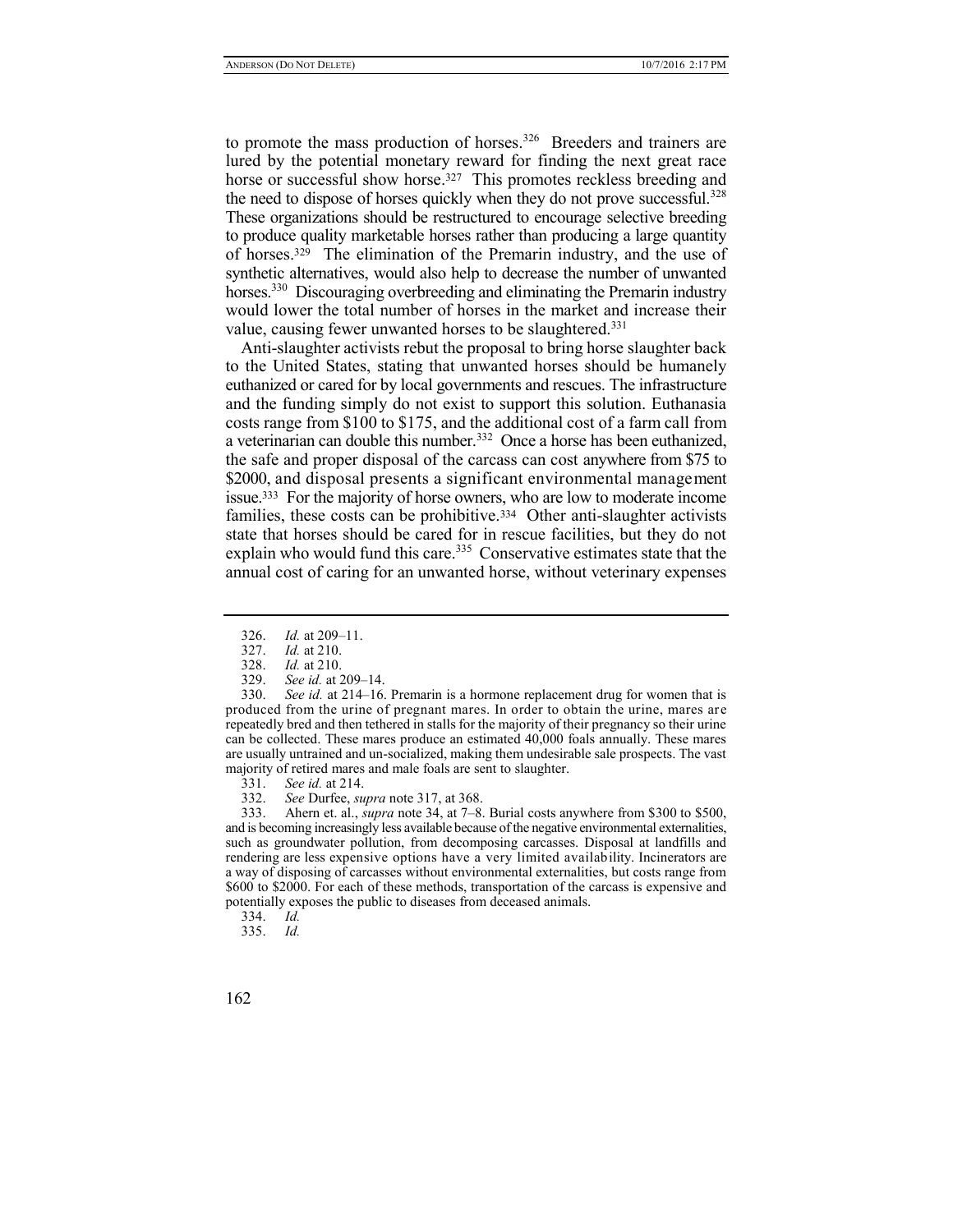to promote the mass production of horses.[326] Breeders and trainers are lured by the potential monetary reward for finding the next great race horse or successful show horse.[327] This promotes reckless breeding and the need to dispose of horses quickly when they do not prove successful.[328] These organizations should be restructured to encourage selective breeding to produce quality marketable horses rather than producing a large quantity of horses.[329] The elimination of the Premarin industry, and the use of synthetic alternatives, would also help to decrease the number of unwanted horses.[330] Discouraging overbreeding and eliminating the Premarin industry would lower the total number of horses in the market and increase their value, causing fewer unwanted horses to be slaughtered.[331]

Anti-slaughter activists rebut the proposal to bring horse slaughter back to the United States, stating that unwanted horses should be humanely euthanized or cared for by local governments and rescues. The infrastructure and the funding simply do not exist to support this solution. Euthanasia costs range from $100 to $175, and the additional cost of a farm call from a veterinarian can double this number.[332] Once a horse has been euthanized, the safe and proper disposal of the carcass can cost anywhere from $75 to $2000, and disposal presents a significant environmental management issue.[333] For the majority of horse owners, who are low to moderate income families, these costs can be prohibitive.[334] Other anti-slaughter activists state that horses should be cared for in rescue facilities, but they do not explain who would fund this care.[335] Conservative estimates state that the annual cost of caring for an unwanted horse, without veterinary expenses

---

326. *Id.* at 209–11.

327. *Id.* at 210.

328. *Id.* at 210.

329. *See id.* at 209–14.

330. *See id.* at 214–16. Premarin is a hormone replacement drug for women that is produced from the urine of pregnant mares. In order to obtain the urine, mares are repeatedly bred and then tethered in stalls for the majority of their pregnancy so their urine can be collected. These mares produce an estimated 40,000 foals annually. These mares are usually untrained and un-socialized, making them undesirable sale prospects. The vast majority of retired mares and male foals are sent to slaughter.

331. *See id.* at 214.

332. *See* Durfee, *supra* note 317, at 368.

333. Ahern et. al., *supra* note 34, at 7–8. Burial costs anywhere from $300 to $500, and is becoming increasingly less available because of the negative environmental externalities, such as groundwater pollution, from decomposing carcasses. Disposal at landfills and rendering are less expensive options have a very limited availability. Incinerators are a way of disposing of carcasses without environmental externalities, but costs range from $600 to $2000. For each of these methods, transportation of the carcass is expensive and potentially exposes the public to diseases from deceased animals.

334. *Id.*

335. *Id.*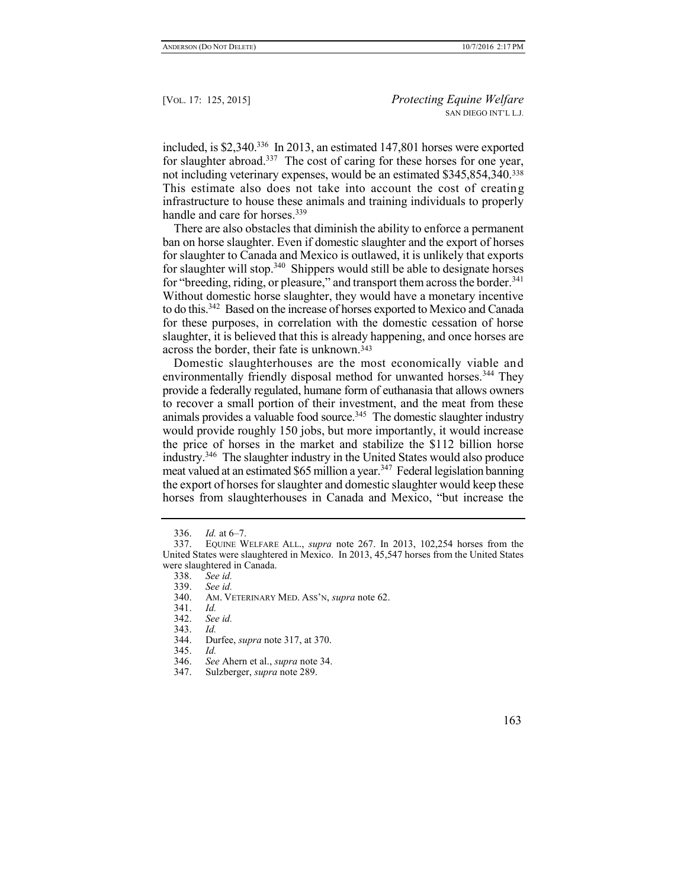included, is $2,340.[336] In 2013, an estimated 147,801 horses were exported for slaughter abroad.[337] The cost of caring for these horses for one year, not including veterinary expenses, would be an estimated $345,854,340.[338] This estimate also does not take into account the cost of creating infrastructure to house these animals and training individuals to properly handle and care for horses.[339]

There are also obstacles that diminish the ability to enforce a permanent ban on horse slaughter. Even if domestic slaughter and the export of horses for slaughter to Canada and Mexico is outlawed, it is unlikely that exports for slaughter will stop.[340] Shippers would still be able to designate horses for "breeding, riding, or pleasure," and transport them across the border.[341] Without domestic horse slaughter, they would have a monetary incentive to do this.[342] Based on the increase of horses exported to Mexico and Canada for these purposes, in correlation with the domestic cessation of horse slaughter, it is believed that this is already happening, and once horses are across the border, their fate is unknown.[343]

Domestic slaughterhouses are the most economically viable and environmentally friendly disposal method for unwanted horses.[344] They provide a federally regulated, humane form of euthanasia that allows owners to recover a small portion of their investment, and the meat from these animals provides a valuable food source.[345] The domestic slaughter industry would provide roughly 150 jobs, but more importantly, it would increase the price of horses in the market and stabilize the $112 billion horse industry.[346] The slaughter industry in the United States would also produce meat valued at an estimated $65 million a year.[347] Federal legislation banning the export of horses for slaughter and domestic slaughter would keep these horses from slaughterhouses in Canada and Mexico, "but increase the

---

336. *Id.* at 6–7.

337. EQUINE WELFARE ALL., *supra* note 267. In 2013, 102,254 horses from the United States were slaughtered in Mexico. In 2013, 45,547 horses from the United States were slaughtered in Canada.

338. *See id.*

339. *See id.*

340. AM. VETERINARY MED. ASS'N, *supra* note 62.

341. *Id.*

342. *See id.*

343. *Id.*

344. Durfee, *supra* note 317, at 370.

345. *Id.*

346. *See* Ahern et al., *supra* note 34.

347. Sulzberger, *supra* note 289.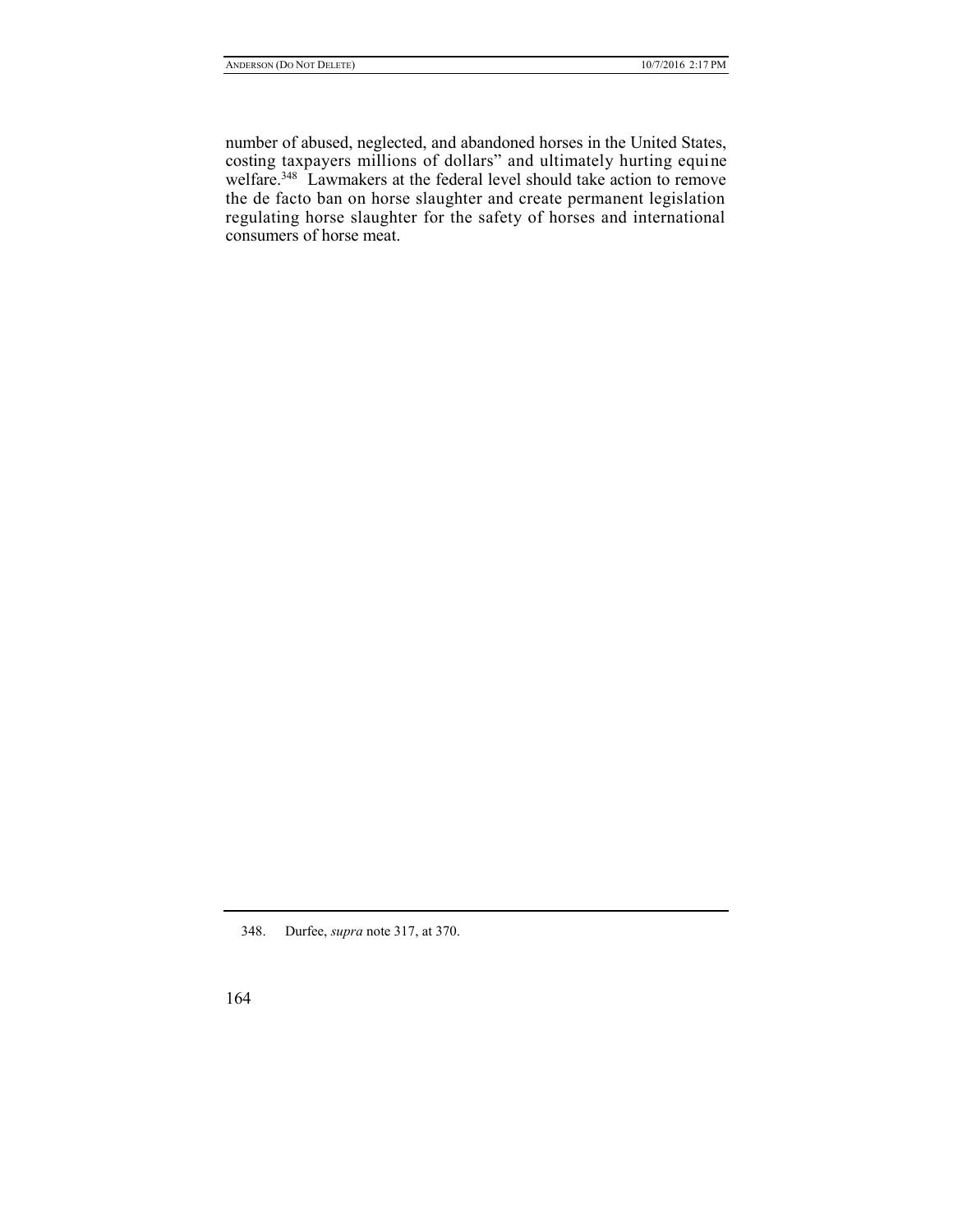number of abused, neglected, and abandoned horses in the United States, costing taxpayers millions of dollars" and ultimately hurting equine welfare.[348] Lawmakers at the federal level should take action to remove the de facto ban on horse slaughter and create permanent legislation regulating horse slaughter for the safety of horses and international consumers of horse meat.

348. Durfee, *supra* note 317, at 370.